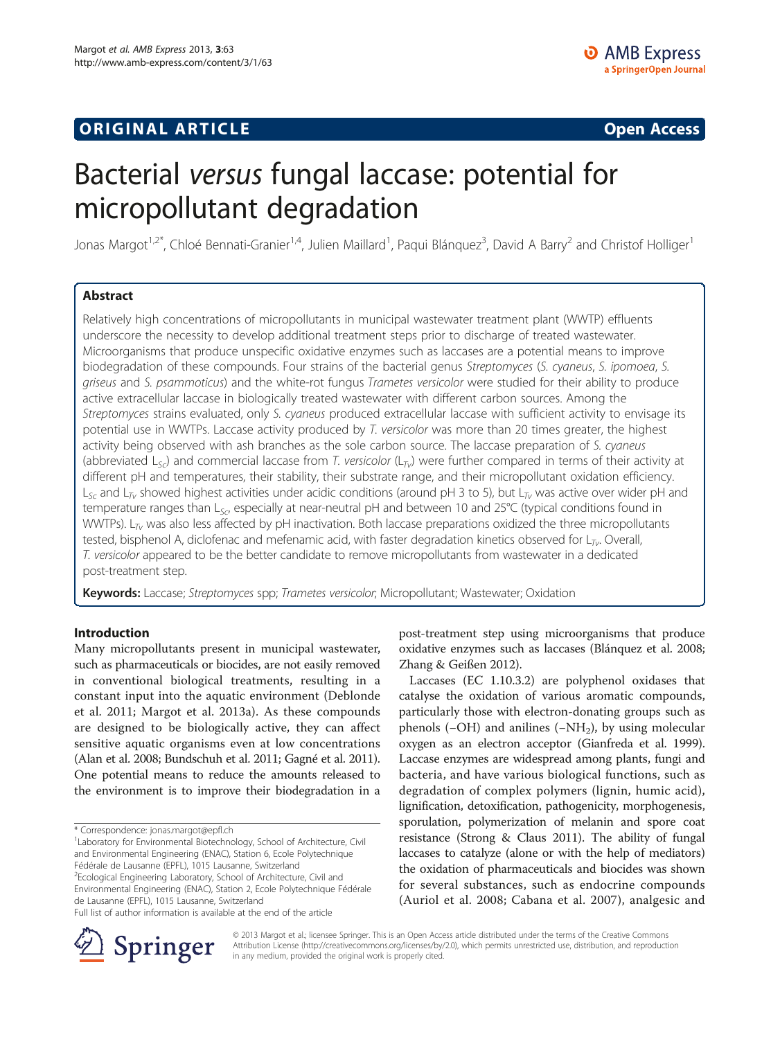ORIGINAL ARTICLE

Open Access

# Bacterial *versus* fungal laccase: potential for micropollutant degradation

Jonas Margot[1,2*], Chloé Bennati-Granier[1,4], Julien Maillard[1], Paqui Blánquez[3], David A Barry[2] and Christof Holliger[1]

## Abstract

Relatively high concentrations of micropollutants in municipal wastewater treatment plant (WWTP) effluents underscore the necessity to develop additional treatment steps prior to discharge of treated wastewater. Microorganisms that produce unspecific oxidative enzymes such as laccases are a potential means to improve biodegradation of these compounds. Four strains of the bacterial genus *Streptomyces* (*S. cyaneus*, *S. ipomoea*, *S. griseus* and *S. psammoticus*) and the white-rot fungus *Trametes versicolor* were studied for their ability to produce active extracellular laccase in biologically treated wastewater with different carbon sources. Among the *Streptomyces* strains evaluated, only *S. cyaneus* produced extracellular laccase with sufficient activity to envisage its potential use in WWTPs. Laccase activity produced by *T. versicolor* was more than 20 times greater, the highest activity being observed with ash branches as the sole carbon source. The laccase preparation of *S. cyaneus* (abbreviated $L_{Sc}$) and commercial laccase from *T. versicolor* ($L_{Tv}$) were further compared in terms of their activity at different pH and temperatures, their stability, their substrate range, and their micropollutant oxidation efficiency. $L_{Sc}$ and $L_{Tv}$ showed highest activities under acidic conditions (around pH 3 to 5), but $L_{Tv}$ was active over wider pH and temperature ranges than $L_{Sc}$, especially at near-neutral pH and between 10 and 25°C (typical conditions found in WWTPs). $L_{Tv}$ was also less affected by pH inactivation. Both laccase preparations oxidized the three micropollutants tested, bisphenol A, diclofenac and mefenamic acid, with faster degradation kinetics observed for $L_{Tv}$. Overall, *T. versicolor* appeared to be the better candidate to remove micropollutants from wastewater in a dedicated post-treatment step.

**Keywords:** Laccase; *Streptomyces* spp; *Trametes versicolor*; Micropollutant; Wastewater; Oxidation

## Introduction

Many micropollutants present in municipal wastewater, such as pharmaceuticals or biocides, are not easily removed in conventional biological treatments, resulting in a constant input into the aquatic environment (Deblonde et al. 2011; Margot et al. 2013a). As these compounds are designed to be biologically active, they can affect sensitive aquatic organisms even at low concentrations (Alan et al. 2008; Bundschuh et al. 2011; Gagné et al. 2011). One potential means to reduce the amounts released to the environment is to improve their biodegradation in a post-treatment step using microorganisms that produce oxidative enzymes such as laccases (Blánquez et al. 2008; Zhang & Geißen 2012).

Laccases (EC 1.10.3.2) are polyphenol oxidases that catalyse the oxidation of various aromatic compounds, particularly those with electron-donating groups such as phenols (–OH) and anilines (–$NH_2$), by using molecular oxygen as an electron acceptor (Gianfreda et al. 1999). Laccase enzymes are widespread among plants, fungi and bacteria, and have various biological functions, such as degradation of complex polymers (lignin, humic acid), lignification, detoxification, pathogenicity, morphogenesis, sporulation, polymerization of melanin and spore coat resistance (Strong & Claus 2011). The ability of fungal laccases to catalyze (alone or with the help of mediators) the oxidation of pharmaceuticals and biocides was shown for several substances, such as endocrine compounds (Auriol et al. 2008; Cabana et al. 2007), analgesic and

* Correspondence: jonas.margot@epfl.ch
[1]Laboratory for Environmental Biotechnology, School of Architecture, Civil and Environmental Engineering (ENAC), Station 6, Ecole Polytechnique Fédérale de Lausanne (EPFL), 1015 Lausanne, Switzerland
[2]Ecological Engineering Laboratory, School of Architecture, Civil and Environmental Engineering (ENAC), Station 2, Ecole Polytechnique Fédérale de Lausanne (EPFL), 1015 Lausanne, Switzerland
Full list of author information is available at the end of the article

© 2013 Margot et al.; licensee Springer. This is an Open Access article distributed under the terms of the Creative Commons Attribution License (http://creativecommons.org/licenses/by/2.0), which permits unrestricted use, distribution, and reproduction in any medium, provided the original work is properly cited.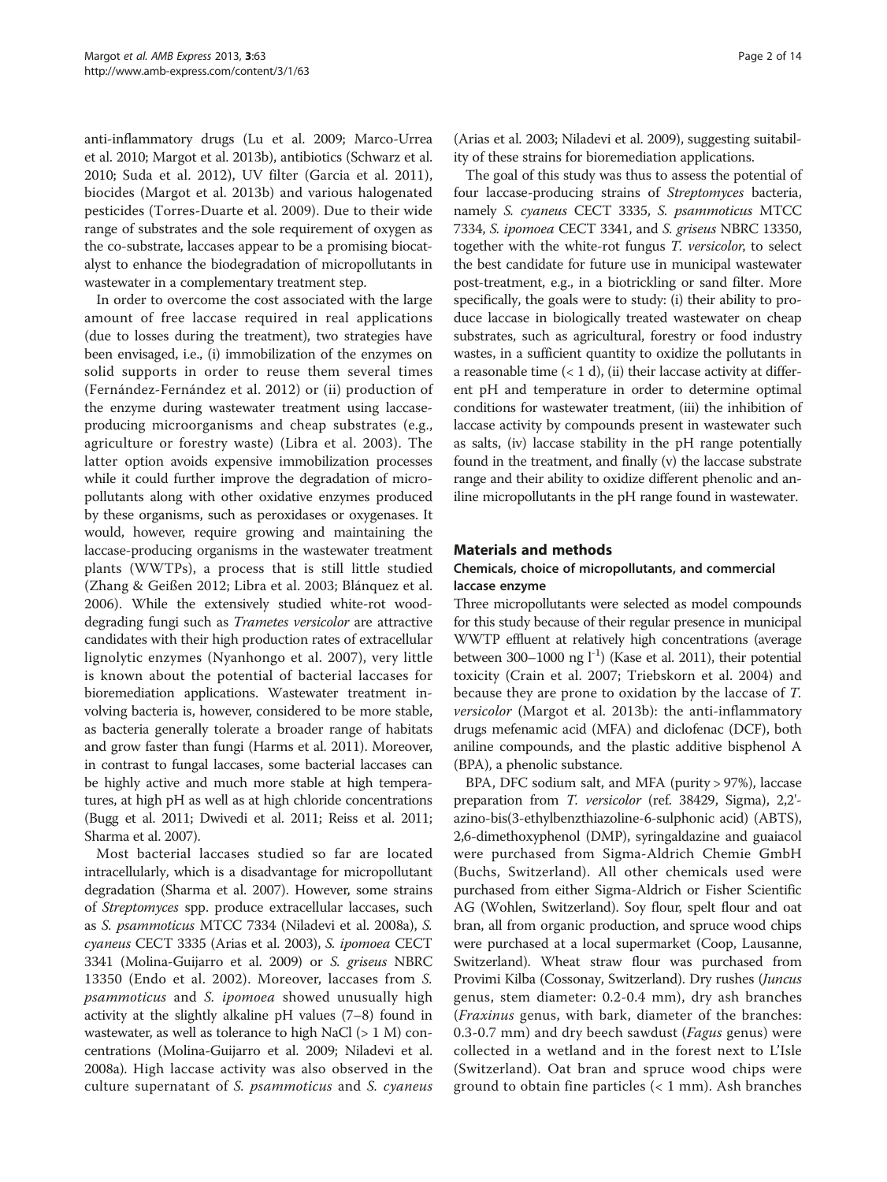anti-inflammatory drugs (Lu et al. 2009; Marco-Urrea et al. 2010; Margot et al. 2013b), antibiotics (Schwarz et al. 2010; Suda et al. 2012), UV filter (Garcia et al. 2011), biocides (Margot et al. 2013b) and various halogenated pesticides (Torres-Duarte et al. 2009). Due to their wide range of substrates and the sole requirement of oxygen as the co-substrate, laccases appear to be a promising biocatalyst to enhance the biodegradation of micropollutants in wastewater in a complementary treatment step.

In order to overcome the cost associated with the large amount of free laccase required in real applications (due to losses during the treatment), two strategies have been envisaged, i.e., (i) immobilization of the enzymes on solid supports in order to reuse them several times (Fernández-Fernández et al. 2012) or (ii) production of the enzyme during wastewater treatment using laccase-producing microorganisms and cheap substrates (e.g., agriculture or forestry waste) (Libra et al. 2003). The latter option avoids expensive immobilization processes while it could further improve the degradation of micropollutants along with other oxidative enzymes produced by these organisms, such as peroxidases or oxygenases. It would, however, require growing and maintaining the laccase-producing organisms in the wastewater treatment plants (WWTPs), a process that is still little studied (Zhang & Geißen 2012; Libra et al. 2003; Blánquez et al. 2006). While the extensively studied white-rot wood-degrading fungi such as *Trametes versicolor* are attractive candidates with their high production rates of extracellular lignolytic enzymes (Nyanhongo et al. 2007), very little is known about the potential of bacterial laccases for bioremediation applications. Wastewater treatment involving bacteria is, however, considered to be more stable, as bacteria generally tolerate a broader range of habitats and grow faster than fungi (Harms et al. 2011). Moreover, in contrast to fungal laccases, some bacterial laccases can be highly active and much more stable at high temperatures, at high pH as well as at high chloride concentrations (Bugg et al. 2011; Dwivedi et al. 2011; Reiss et al. 2011; Sharma et al. 2007).

Most bacterial laccases studied so far are located intracellularly, which is a disadvantage for micropollutant degradation (Sharma et al. 2007). However, some strains of *Streptomyces* spp. produce extracellular laccases, such as *S. psammoticus* MTCC 7334 (Niladevi et al. 2008a), *S. cyaneus* CECT 3335 (Arias et al. 2003), *S. ipomoea* CECT 3341 (Molina-Guijarro et al. 2009) or *S. griseus* NBRC 13350 (Endo et al. 2002). Moreover, laccases from *S. psammoticus* and *S. ipomoea* showed unusually high activity at the slightly alkaline pH values (7–8) found in wastewater, as well as tolerance to high NaCl (> 1 M) concentrations (Molina-Guijarro et al. 2009; Niladevi et al. 2008a). High laccase activity was also observed in the culture supernatant of *S. psammoticus* and *S. cyaneus* (Arias et al. 2003; Niladevi et al. 2009), suggesting suitability of these strains for bioremediation applications.

The goal of this study was thus to assess the potential of four laccase-producing strains of *Streptomyces* bacteria, namely *S. cyaneus* CECT 3335, *S. psammoticus* MTCC 7334, *S. ipomoea* CECT 3341, and *S. griseus* NBRC 13350, together with the white-rot fungus *T. versicolor*, to select the best candidate for future use in municipal wastewater post-treatment, e.g., in a biotrickling or sand filter. More specifically, the goals were to study: (i) their ability to produce laccase in biologically treated wastewater on cheap substrates, such as agricultural, forestry or food industry wastes, in a sufficient quantity to oxidize the pollutants in a reasonable time (< 1 d), (ii) their laccase activity at different pH and temperature in order to determine optimal conditions for wastewater treatment, (iii) the inhibition of laccase activity by compounds present in wastewater such as salts, (iv) laccase stability in the pH range potentially found in the treatment, and finally (v) the laccase substrate range and their ability to oxidize different phenolic and aniline micropollutants in the pH range found in wastewater.

## Materials and methods

### Chemicals, choice of micropollutants, and commercial laccase enzyme

Three micropollutants were selected as model compounds for this study because of their regular presence in municipal WWTP effluent at relatively high concentrations (average between 300–1000 ng $l^{-1}$) (Kase et al. 2011), their potential toxicity (Crain et al. 2007; Triebskorn et al. 2004) and because they are prone to oxidation by the laccase of *T. versicolor* (Margot et al. 2013b): the anti-inflammatory drugs mefenamic acid (MFA) and diclofenac (DCF), both aniline compounds, and the plastic additive bisphenol A (BPA), a phenolic substance.

BPA, DFC sodium salt, and MFA (purity > 97%), laccase preparation from *T. versicolor* (ref. 38429, Sigma), 2,2'-azino-bis(3-ethylbenzthiazoline-6-sulphonic acid) (ABTS), 2,6-dimethoxyphenol (DMP), syringaldazine and guaiacol were purchased from Sigma-Aldrich Chemie GmbH (Buchs, Switzerland). All other chemicals used were purchased from either Sigma-Aldrich or Fisher Scientific AG (Wohlen, Switzerland). Soy flour, spelt flour and oat bran, all from organic production, and spruce wood chips were purchased at a local supermarket (Coop, Lausanne, Switzerland). Wheat straw flour was purchased from Provimi Kilba (Cossonay, Switzerland). Dry rushes (*Juncus* genus, stem diameter: 0.2-0.4 mm), dry ash branches (*Fraxinus* genus, with bark, diameter of the branches: 0.3-0.7 mm) and dry beech sawdust (*Fagus* genus) were collected in a wetland and in the forest next to L'Isle (Switzerland). Oat bran and spruce wood chips were ground to obtain fine particles (< 1 mm). Ash branches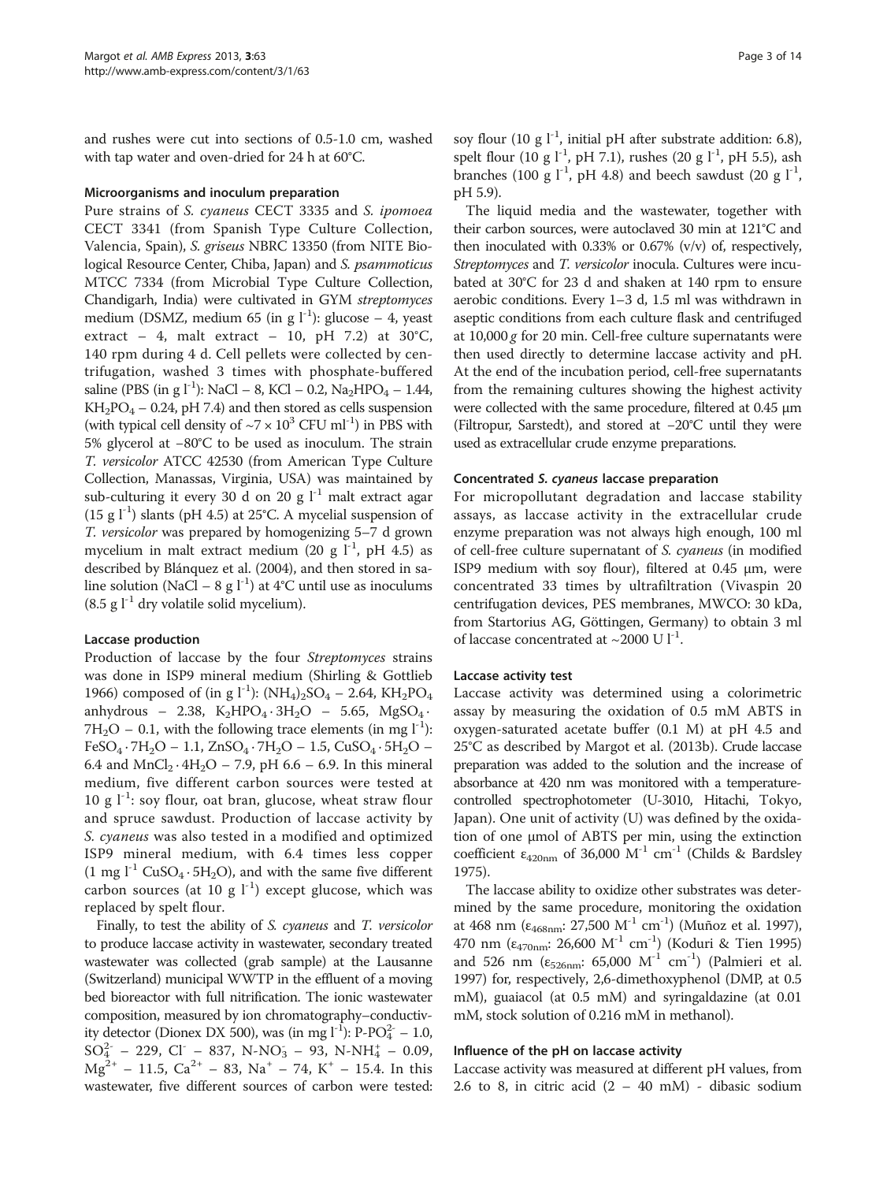and rushes were cut into sections of 0.5-1.0 cm, washed with tap water and oven-dried for 24 h at 60°C.

### Microorganisms and inoculum preparation

Pure strains of *S. cyaneus* CECT 3335 and *S. ipomoea* CECT 3341 (from Spanish Type Culture Collection, Valencia, Spain), *S. griseus* NBRC 13350 (from NITE Biological Resource Center, Chiba, Japan) and *S. psammoticus* MTCC 7334 (from Microbial Type Culture Collection, Chandigarh, India) were cultivated in GYM *streptomyces* medium (DSMZ, medium 65 (in g $l^{-1}$): glucose – 4, yeast extract – 4, malt extract – 10, pH 7.2) at 30°C, 140 rpm during 4 d. Cell pellets were collected by centrifugation, washed 3 times with phosphate-buffered saline (PBS (in g $l^{-1}$): NaCl – 8, KCl – 0.2, $Na_2HPO_4$ – 1.44, $KH_2PO_4$ – 0.24, pH 7.4) and then stored as cells suspension (with typical cell density of ~$7 \times 10^3$ CFU $ml^{-1}$) in PBS with 5% glycerol at −80°C to be used as inoculum. The strain *T. versicolor* ATCC 42530 (from American Type Culture Collection, Manassas, Virginia, USA) was maintained by sub-culturing it every 30 d on 20 g $l^{-1}$ malt extract agar (15 g $l^{-1}$) slants (pH 4.5) at 25°C. A mycelial suspension of *T. versicolor* was prepared by homogenizing 5–7 d grown mycelium in malt extract medium (20 g $l^{-1}$, pH 4.5) as described by Blánquez et al. (2004), and then stored in saline solution (NaCl – 8 g $l^{-1}$) at 4°C until use as inoculums (8.5 g $l^{-1}$ dry volatile solid mycelium).

### Laccase production

Production of laccase by the four *Streptomyces* strains was done in ISP9 mineral medium (Shirling & Gottlieb 1966) composed of (in g $l^{-1}$): $(NH_4)_2SO_4$ – 2.64, $KH_2PO_4$ anhydrous – 2.38, $K_2HPO_4 \cdot 3H_2O$ – 5.65, $MgSO_4 \cdot 7H_2O$ – 0.1, with the following trace elements (in mg $l^{-1}$): $FeSO_4 \cdot 7H_2O$ – 1.1, $ZnSO_4 \cdot 7H_2O$ – 1.5, $CuSO_4 \cdot 5H_2O$ – 6.4 and $MnCl_2 \cdot 4H_2O$ – 7.9, pH 6.6 – 6.9. In this mineral medium, five different carbon sources were tested at 10 g $l^{-1}$: soy flour, oat bran, glucose, wheat straw flour and spruce sawdust. Production of laccase activity by *S. cyaneus* was also tested in a modified and optimized ISP9 mineral medium, with 6.4 times less copper (1 mg $l^{-1}$ $CuSO_4 \cdot 5H_2O$), and with the same five different carbon sources (at 10 g $l^{-1}$) except glucose, which was replaced by spelt flour.

Finally, to test the ability of *S. cyaneus* and *T. versicolor* to produce laccase activity in wastewater, secondary treated wastewater was collected (grab sample) at the Lausanne (Switzerland) municipal WWTP in the effluent of a moving bed bioreactor with full nitrification. The ionic wastewater composition, measured by ion chromatography–conductivity detector (Dionex DX 500), was (in mg $l^{-1}$): P-$PO_4^{2-}$ – 1.0, $SO_4^{2-}$ – 229, $Cl^-$ – 837, N-$NO_3^-$ – 93, N-$NH_4^+$ – 0.09, $Mg^{2+}$ – 11.5, $Ca^{2+}$ – 83, $Na^+$ – 74, $K^+$ – 15.4. In this wastewater, five different sources of carbon were tested: soy flour (10 g $l^{-1}$, initial pH after substrate addition: 6.8), spelt flour (10 g $l^{-1}$, pH 7.1), rushes (20 g $l^{-1}$, pH 5.5), ash branches (100 g $l^{-1}$, pH 4.8) and beech sawdust (20 g $l^{-1}$, pH 5.9).

The liquid media and the wastewater, together with their carbon sources, were autoclaved 30 min at 121°C and then inoculated with 0.33% or 0.67% (v/v) of, respectively, *Streptomyces* and *T. versicolor* inocula. Cultures were incubated at 30°C for 23 d and shaken at 140 rpm to ensure aerobic conditions. Every 1–3 d, 1.5 ml was withdrawn in aseptic conditions from each culture flask and centrifuged at 10,000 *g* for 20 min. Cell-free culture supernatants were then used directly to determine laccase activity and pH. At the end of the incubation period, cell-free supernatants from the remaining cultures showing the highest activity were collected with the same procedure, filtered at 0.45 μm (Filtropur, Sarstedt), and stored at −20°C until they were used as extracellular crude enzyme preparations.

### Concentrated *S. cyaneus* laccase preparation

For micropollutant degradation and laccase stability assays, as laccase activity in the extracellular crude enzyme preparation was not always high enough, 100 ml of cell-free culture supernatant of *S. cyaneus* (in modified ISP9 medium with soy flour), filtered at 0.45 μm, were concentrated 33 times by ultrafiltration (Vivaspin 20 centrifugation devices, PES membranes, MWCO: 30 kDa, from Startorius AG, Göttingen, Germany) to obtain 3 ml of laccase concentrated at ~2000 U $l^{-1}$.

### Laccase activity test

Laccase activity was determined using a colorimetric assay by measuring the oxidation of 0.5 mM ABTS in oxygen-saturated acetate buffer (0.1 M) at pH 4.5 and 25°C as described by Margot et al. (2013b). Crude laccase preparation was added to the solution and the increase of absorbance at 420 nm was monitored with a temperature-controlled spectrophotometer (U-3010, Hitachi, Tokyo, Japan). One unit of activity (U) was defined by the oxidation of one μmol of ABTS per min, using the extinction coefficient $\varepsilon_{420nm}$ of 36,000 $M^{-1}$ $cm^{-1}$ (Childs & Bardsley 1975).

The laccase ability to oxidize other substrates was determined by the same procedure, monitoring the oxidation at 468 nm ($\varepsilon_{468nm}$: 27,500 $M^{-1}$ $cm^{-1}$) (Muñoz et al. 1997), 470 nm ($\varepsilon_{470nm}$: 26,600 $M^{-1}$ $cm^{-1}$) (Koduri & Tien 1995) and 526 nm ($\varepsilon_{526nm}$: 65,000 $M^{-1}$ $cm^{-1}$) (Palmieri et al. 1997) for, respectively, 2,6-dimethoxyphenol (DMP, at 0.5 mM), guaiacol (at 0.5 mM) and syringaldazine (at 0.01 mM, stock solution of 0.216 mM in methanol).

### Influence of the pH on laccase activity

Laccase activity was measured at different pH values, from 2.6 to 8, in citric acid (2 – 40 mM) - dibasic sodium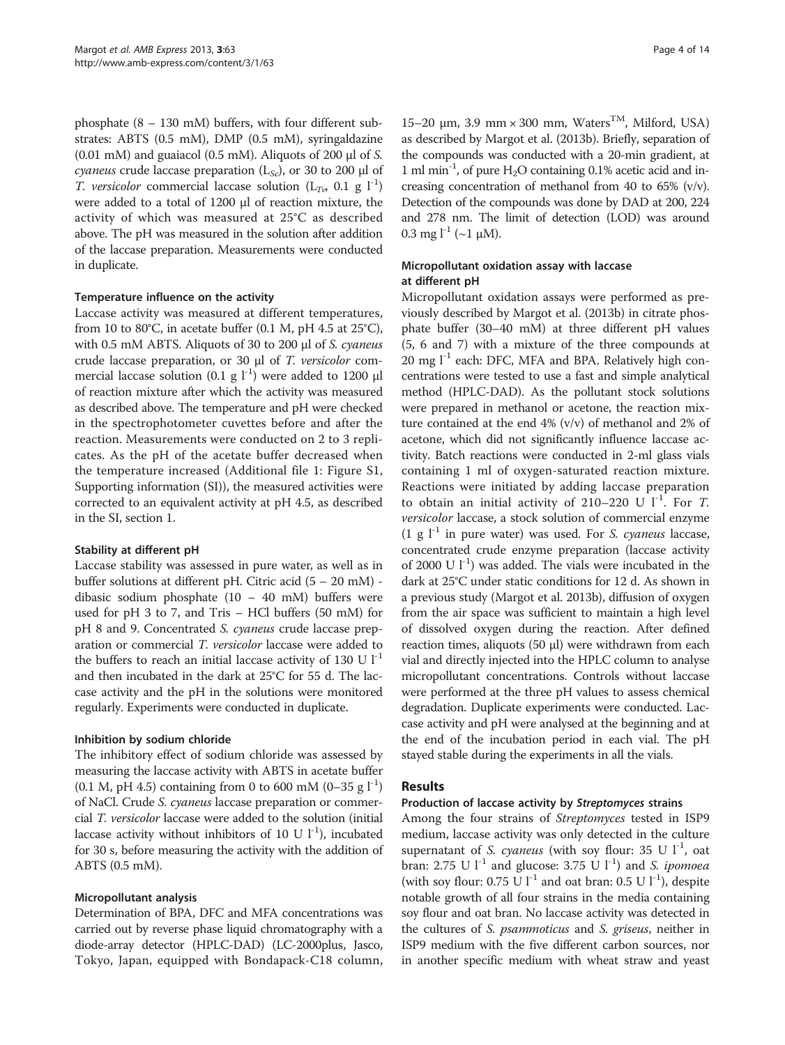phosphate (8 – 130 mM) buffers, with four different substrates: ABTS (0.5 mM), DMP (0.5 mM), syringaldazine (0.01 mM) and guaiacol (0.5 mM). Aliquots of 200 μl of *S. cyaneus* crude laccase preparation ($L_{Sc}$), or 30 to 200 μl of *T. versicolor* commercial laccase solution ($L_{Tv}$, 0.1 g $l^{-1}$) were added to a total of 1200 μl of reaction mixture, the activity of which was measured at 25°C as described above. The pH was measured in the solution after addition of the laccase preparation. Measurements were conducted in duplicate.

#### Temperature influence on the activity

Laccase activity was measured at different temperatures, from 10 to 80°C, in acetate buffer (0.1 M, pH 4.5 at 25°C), with 0.5 mM ABTS. Aliquots of 30 to 200 μl of *S. cyaneus* crude laccase preparation, or 30 μl of *T. versicolor* commercial laccase solution (0.1 g $l^{-1}$) were added to 1200 μl of reaction mixture after which the activity was measured as described above. The temperature and pH were checked in the spectrophotometer cuvettes before and after the reaction. Measurements were conducted on 2 to 3 replicates. As the pH of the acetate buffer decreased when the temperature increased (Additional file 1: Figure S1, Supporting information (SI)), the measured activities were corrected to an equivalent activity at pH 4.5, as described in the SI, section 1.

#### Stability at different pH

Laccase stability was assessed in pure water, as well as in buffer solutions at different pH. Citric acid (5 – 20 mM) - dibasic sodium phosphate (10 – 40 mM) buffers were used for pH 3 to 7, and Tris – HCl buffers (50 mM) for pH 8 and 9. Concentrated *S. cyaneus* crude laccase preparation or commercial *T. versicolor* laccase were added to the buffers to reach an initial laccase activity of 130 U $l^{-1}$ and then incubated in the dark at 25°C for 55 d. The laccase activity and the pH in the solutions were monitored regularly. Experiments were conducted in duplicate.

#### Inhibition by sodium chloride

The inhibitory effect of sodium chloride was assessed by measuring the laccase activity with ABTS in acetate buffer (0.1 M, pH 4.5) containing from 0 to 600 mM (0–35 g $l^{-1}$) of NaCl. Crude *S. cyaneus* laccase preparation or commercial *T. versicolor* laccase were added to the solution (initial laccase activity without inhibitors of 10 U $l^{-1}$), incubated for 30 s, before measuring the activity with the addition of ABTS (0.5 mM).

#### Micropollutant analysis

Determination of BPA, DFC and MFA concentrations was carried out by reverse phase liquid chromatography with a diode-array detector (HPLC-DAD) (LC-2000plus, Jasco, Tokyo, Japan, equipped with Bondapack-C18 column, 15–20 μm, 3.9 mm × 300 mm, Waters™, Milford, USA) as described by Margot et al. (2013b). Briefly, separation of the compounds was conducted with a 20-min gradient, at 1 ml $min^{-1}$, of pure $H_2O$ containing 0.1% acetic acid and increasing concentration of methanol from 40 to 65% (v/v). Detection of the compounds was done by DAD at 200, 224 and 278 nm. The limit of detection (LOD) was around 0.3 mg $l^{-1}$ (~1 μM).

#### Micropollutant oxidation assay with laccase at different pH

Micropollutant oxidation assays were performed as previously described by Margot et al. (2013b) in citrate phosphate buffer (30–40 mM) at three different pH values (5, 6 and 7) with a mixture of the three compounds at 20 mg $l^{-1}$ each: DFC, MFA and BPA. Relatively high concentrations were tested to use a fast and simple analytical method (HPLC-DAD). As the pollutant stock solutions were prepared in methanol or acetone, the reaction mixture contained at the end 4% (v/v) of methanol and 2% of acetone, which did not significantly influence laccase activity. Batch reactions were conducted in 2-ml glass vials containing 1 ml of oxygen-saturated reaction mixture. Reactions were initiated by adding laccase preparation to obtain an initial activity of 210–220 U $l^{-1}$. For *T. versicolor* laccase, a stock solution of commercial enzyme (1 g $l^{-1}$ in pure water) was used. For *S. cyaneus* laccase, concentrated crude enzyme preparation (laccase activity of 2000 U $l^{-1}$) was added. The vials were incubated in the dark at 25°C under static conditions for 12 d. As shown in a previous study (Margot et al. 2013b), diffusion of oxygen from the air space was sufficient to maintain a high level of dissolved oxygen during the reaction. After defined reaction times, aliquots (50 μl) were withdrawn from each vial and directly injected into the HPLC column to analyse micropollutant concentrations. Controls without laccase were performed at the three pH values to assess chemical degradation. Duplicate experiments were conducted. Laccase activity and pH were analysed at the beginning and at the end of the incubation period in each vial. The pH stayed stable during the experiments in all the vials.

## Results

#### Production of laccase activity by *Streptomyces* strains

Among the four strains of *Streptomyces* tested in ISP9 medium, laccase activity was only detected in the culture supernatant of *S. cyaneus* (with soy flour: 35 U $l^{-1}$, oat bran: 2.75 U $l^{-1}$ and glucose: 3.75 U $l^{-1}$) and *S. ipomoea* (with soy flour: 0.75 U $l^{-1}$ and oat bran: 0.5 U $l^{-1}$), despite notable growth of all four strains in the media containing soy flour and oat bran. No laccase activity was detected in the cultures of *S. psammoticus* and *S. griseus*, neither in ISP9 medium with the five different carbon sources, nor in another specific medium with wheat straw and yeast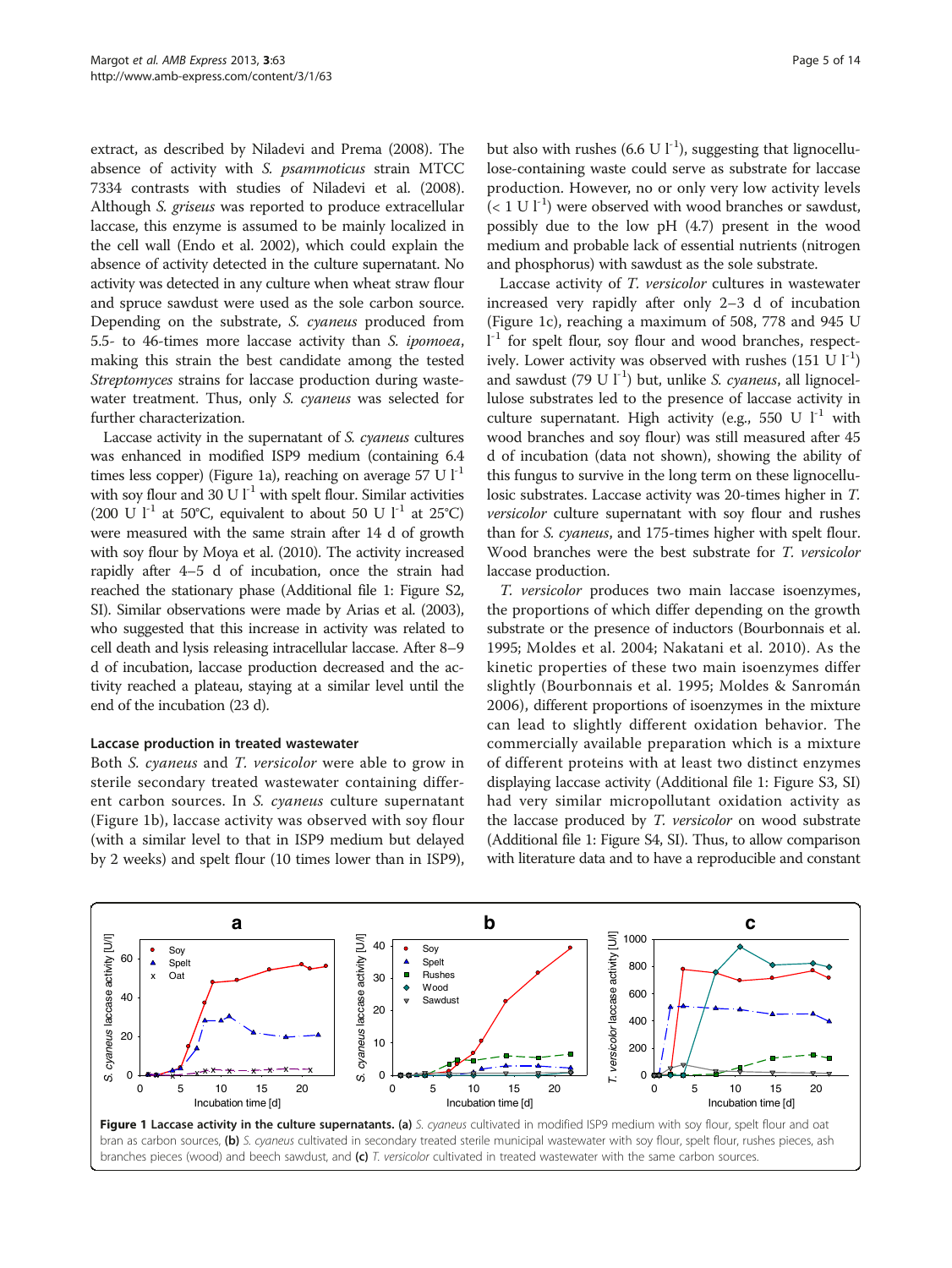extract, as described by Niladevi and Prema (2008). The absence of activity with *S. psammoticus* strain MTCC 7334 contrasts with studies of Niladevi et al. (2008). Although *S. griseus* was reported to produce extracellular laccase, this enzyme is assumed to be mainly localized in the cell wall (Endo et al. 2002), which could explain the absence of activity detected in the culture supernatant. No activity was detected in any culture when wheat straw flour and spruce sawdust were used as the sole carbon source. Depending on the substrate, *S. cyaneus* produced from 5.5- to 46-times more laccase activity than *S. ipomoea*, making this strain the best candidate among the tested *Streptomyces* strains for laccase production during wastewater treatment. Thus, only *S. cyaneus* was selected for further characterization.

Laccase activity in the supernatant of *S. cyaneus* cultures was enhanced in modified ISP9 medium (containing 6.4 times less copper) (Figure 1a), reaching on average 57 U $l^{-1}$ with soy flour and 30 U $l^{-1}$ with spelt flour. Similar activities (200 U $l^{-1}$ at 50°C, equivalent to about 50 U $l^{-1}$ at 25°C) were measured with the same strain after 14 d of growth with soy flour by Moya et al. (2010). The activity increased rapidly after 4–5 d of incubation, once the strain had reached the stationary phase (Additional file 1: Figure S2, SI). Similar observations were made by Arias et al. (2003), who suggested that this increase in activity was related to cell death and lysis releasing intracellular laccase. After 8–9 d of incubation, laccase production decreased and the activity reached a plateau, staying at a similar level until the end of the incubation (23 d).

### Laccase production in treated wastewater

Both *S. cyaneus* and *T. versicolor* were able to grow in sterile secondary treated wastewater containing different carbon sources. In *S. cyaneus* culture supernatant (Figure 1b), laccase activity was observed with soy flour (with a similar level to that in ISP9 medium but delayed by 2 weeks) and spelt flour (10 times lower than in ISP9), but also with rushes (6.6 U $l^{-1}$), suggesting that lignocellulose-containing waste could serve as substrate for laccase production. However, no or only very low activity levels (< 1 U $l^{-1}$) were observed with wood branches or sawdust, possibly due to the low pH (4.7) present in the wood medium and probable lack of essential nutrients (nitrogen and phosphorus) with sawdust as the sole substrate.

Laccase activity of *T. versicolor* cultures in wastewater increased very rapidly after only 2–3 d of incubation (Figure 1c), reaching a maximum of 508, 778 and 945 U $l^{-1}$ for spelt flour, soy flour and wood branches, respectively. Lower activity was observed with rushes (151 U $l^{-1}$) and sawdust (79 U $l^{-1}$) but, unlike *S. cyaneus*, all lignocellulose substrates led to the presence of laccase activity in culture supernatant. High activity (e.g., 550 U $l^{-1}$ with wood branches and soy flour) was still measured after 45 d of incubation (data not shown), showing the ability of this fungus to survive in the long term on these lignocellulosic substrates. Laccase activity was 20-times higher in *T. versicolor* culture supernatant with soy flour and rushes than for *S. cyaneus*, and 175-times higher with spelt flour. Wood branches were the best substrate for *T. versicolor* laccase production.

*T. versicolor* produces two main laccase isoenzymes, the proportions of which differ depending on the growth substrate or the presence of inductors (Bourbonnais et al. 1995; Moldes et al. 2004; Nakatani et al. 2010). As the kinetic properties of these two main isoenzymes differ slightly (Bourbonnais et al. 1995; Moldes & Sanromán 2006), different proportions of isoenzymes in the mixture can lead to slightly different oxidation behavior. The commercially available preparation which is a mixture of different proteins with at least two distinct enzymes displaying laccase activity (Additional file 1: Figure S3, SI) had very similar micropollutant oxidation activity as the laccase produced by *T. versicolor* on wood substrate (Additional file 1: Figure S4, SI). Thus, to allow comparison with literature data and to have a reproducible and constant

**Figure 1 Laccase activity in the culture supernatants. (a)** *S. cyaneus* cultivated in modified ISP9 medium with soy flour, spelt flour and oat bran as carbon sources, **(b)** *S. cyaneus* cultivated in secondary treated sterile municipal wastewater with soy flour, spelt flour, rushes pieces, ash branches pieces (wood) and beech sawdust, and **(c)** *T. versicolor* cultivated in treated wastewater with the same carbon sources.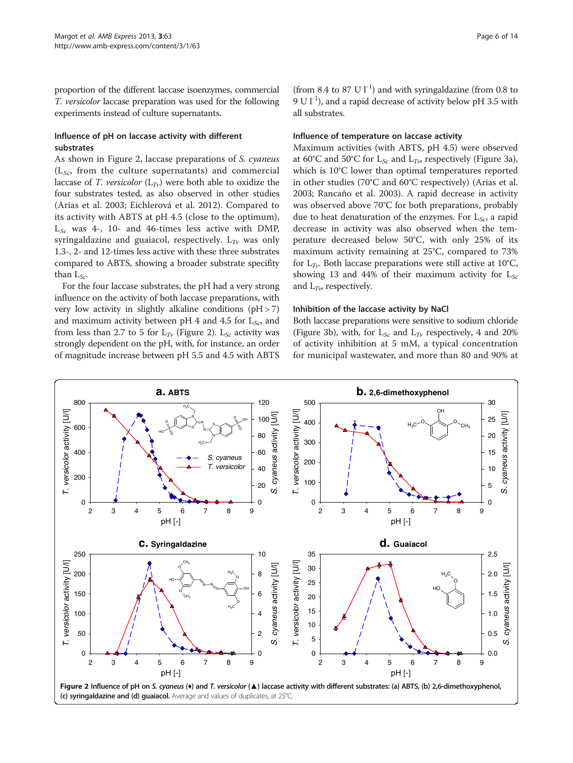proportion of the different laccase isoenzymes, commercial *T. versicolor* laccase preparation was used for the following experiments instead of culture supernatants.

### Influence of pH on laccase activity with different substrates

As shown in Figure 2, laccase preparations of *S. cyaneus* ($L_{Sc}$, from the culture supernatants) and commercial laccase of *T. versicolor* ($L_{Tv}$) were both able to oxidize the four substrates tested, as also observed in other studies (Arias et al. 2003; Eichlerová et al. 2012). Compared to its activity with ABTS at pH 4.5 (close to the optimum), $L_{Sc}$ was 4-, 10- and 46-times less active with DMP, syringaldazine and guaiacol, respectively. $L_{Tv}$ was only 1.3-, 2- and 12-times less active with these three substrates compared to ABTS, showing a broader substrate specifity than $L_{Sc}$.

For the four laccase substrates, the pH had a very strong influence on the activity of both laccase preparations, with very low activity in slightly alkaline conditions (pH > 7) and maximum activity between pH 4 and 4.5 for $L_{Sc}$, and from less than 2.7 to 5 for $L_{Tv}$ (Figure 2). $L_{Sc}$ activity was strongly dependent on the pH, with, for instance, an order of magnitude increase between pH 5.5 and 4.5 with ABTS (from 8.4 to 87 U $l^{-1}$) and with syringaldazine (from 0.8 to 9 U $l^{-1}$), and a rapid decrease of activity below pH 3.5 with all substrates.

### Influence of temperature on laccase activity

Maximum activities (with ABTS, pH 4.5) were observed at 60°C and 50°C for $L_{Sc}$ and $L_{Tv}$, respectively (Figure 3a), which is 10°C lower than optimal temperatures reported in other studies (70°C and 60°C respectively) (Arias et al. 2003; Rancaño et al. 2003). A rapid decrease in activity was observed above 70°C for both preparations, probably due to heat denaturation of the enzymes. For $L_{Sc}$, a rapid decrease in activity was also observed when the temperature decreased below 50°C, with only 25% of its maximum activity remaining at 25°C, compared to 73% for $L_{Tv}$. Both laccase preparations were still active at 10°C, showing 13 and 44% of their maximum activity for $L_{Sc}$ and $L_{Tv}$, respectively.

### Inhibition of the laccase activity by NaCl

Both laccase preparations were sensitive to sodium chloride (Figure 3b), with, for $L_{Sc}$ and $L_{Tv}$ respectively, 4 and 20% of activity inhibition at 5 mM, a typical concentration for municipal wastewater, and more than 80 and 90% at

**Figure 2** Influence of pH on *S. cyaneus* (♦) and *T. versicolor* (▲) laccase activity with different substrates: (a) ABTS, (b) 2,6-dimethoxyphenol, (c) syringaldazine and (d) guaiacol. Average and values of duplicates, at 25°C.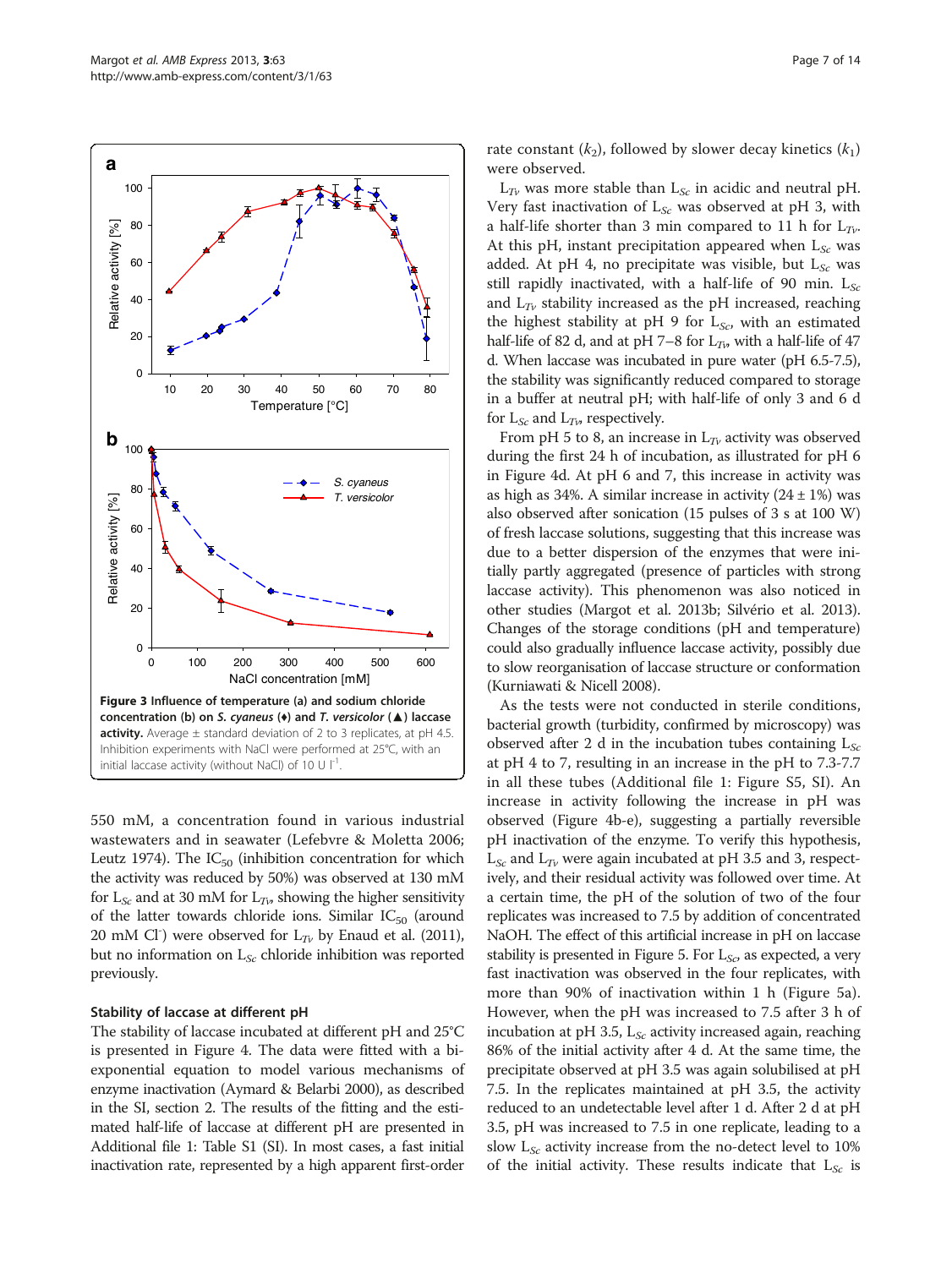Figure 3 Influence of temperature (a) and sodium chloride concentration (b) on *S. cyaneus* (♦) and *T. versicolor* (▲) laccase activity. Average ± standard deviation of 2 to 3 replicates, at pH 4.5. Inhibition experiments with NaCl were performed at 25°C, with an initial laccase activity (without NaCl) of 10 U l$^{-1}$.

550 mM, a concentration found in various industrial wastewaters and in seawater (Lefebvre & Moletta 2006; Leutz 1974). The $IC_{50}$ (inhibition concentration for which the activity was reduced by 50%) was observed at 130 mM for $L_{Sc}$ and at 30 mM for $L_{Tv}$, showing the higher sensitivity of the latter towards chloride ions. Similar $IC_{50}$ (around 20 mM $Cl^-$) were observed for $L_{Tv}$ by Enaud et al. (2011), but no information on $L_{Sc}$ chloride inhibition was reported previously.

### Stability of laccase at different pH

The stability of laccase incubated at different pH and 25°C is presented in Figure 4. The data were fitted with a bi-exponential equation to model various mechanisms of enzyme inactivation (Aymard & Belarbi 2000), as described in the SI, section 2. The results of the fitting and the estimated half-life of laccase at different pH are presented in Additional file 1: Table S1 (SI). In most cases, a fast initial inactivation rate, represented by a high apparent first-order rate constant ($k_2$), followed by slower decay kinetics ($k_1$) were observed.

$L_{Tv}$ was more stable than $L_{Sc}$ in acidic and neutral pH. Very fast inactivation of $L_{Sc}$ was observed at pH 3, with a half-life shorter than 3 min compared to 11 h for $L_{Tv}$. At this pH, instant precipitation appeared when $L_{Sc}$ was added. At pH 4, no precipitate was visible, but $L_{Sc}$ was still rapidly inactivated, with a half-life of 90 min. $L_{Sc}$ and $L_{Tv}$ stability increased as the pH increased, reaching the highest stability at pH 9 for $L_{Sc}$, with an estimated half-life of 82 d, and at pH 7–8 for $L_{Tv}$, with a half-life of 47 d. When laccase was incubated in pure water (pH 6.5-7.5), the stability was significantly reduced compared to storage in a buffer at neutral pH; with half-life of only 3 and 6 d for $L_{Sc}$ and $L_{Tv}$, respectively.

From pH 5 to 8, an increase in $L_{Tv}$ activity was observed during the first 24 h of incubation, as illustrated for pH 6 in Figure 4d. At pH 6 and 7, this increase in activity was as high as 34%. A similar increase in activity (24 ± 1%) was also observed after sonication (15 pulses of 3 s at 100 W) of fresh laccase solutions, suggesting that this increase was due to a better dispersion of the enzymes that were initially partly aggregated (presence of particles with strong laccase activity). This phenomenon was also noticed in other studies (Margot et al. 2013b; Silvério et al. 2013). Changes of the storage conditions (pH and temperature) could also gradually influence laccase activity, possibly due to slow reorganisation of laccase structure or conformation (Kurniawati & Nicell 2008).

As the tests were not conducted in sterile conditions, bacterial growth (turbidity, confirmed by microscopy) was observed after 2 d in the incubation tubes containing $L_{Sc}$ at pH 4 to 7, resulting in an increase in the pH to 7.3-7.7 in all these tubes (Additional file 1: Figure S5, SI). An increase in activity following the increase in pH was observed (Figure 4b-e), suggesting a partially reversible pH inactivation of the enzyme. To verify this hypothesis, $L_{Sc}$ and $L_{Tv}$ were again incubated at pH 3.5 and 3, respectively, and their residual activity was followed over time. At a certain time, the pH of the solution of two of the four replicates was increased to 7.5 by addition of concentrated NaOH. The effect of this artificial increase in pH on laccase stability is presented in Figure 5. For $L_{Sc}$, as expected, a very fast inactivation was observed in the four replicates, with more than 90% of inactivation within 1 h (Figure 5a). However, when the pH was increased to 7.5 after 3 h of incubation at pH 3.5, $L_{Sc}$ activity increased again, reaching 86% of the initial activity after 4 d. At the same time, the precipitate observed at pH 3.5 was again solubilised at pH 7.5. In the replicates maintained at pH 3.5, the activity reduced to an undetectable level after 1 d. After 2 d at pH 3.5, pH was increased to 7.5 in one replicate, leading to a slow $L_{Sc}$ activity increase from the no-detect level to 10% of the initial activity. These results indicate that $L_{Sc}$ is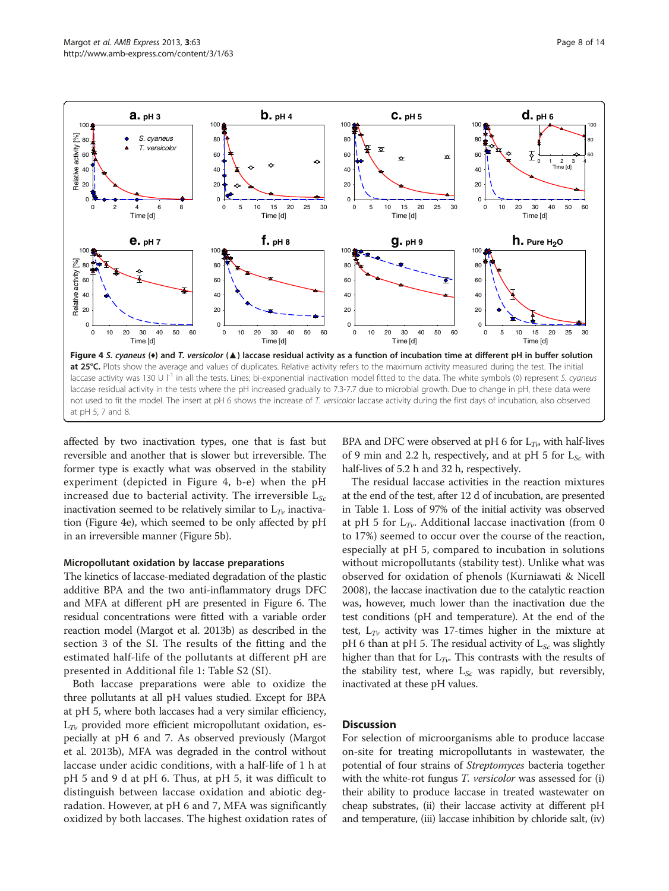**Figure 4** *S. cyaneus* (♦) and *T. versicolor* (▲) **laccase residual activity as a function of incubation time at different pH in buffer solution at 25°C.** Plots show the average and values of duplicates. Relative activity refers to the maximum activity measured during the test. The initial laccase activity was 130 U $l^{-1}$ in all the tests. Lines: bi-exponential inactivation model fitted to the data. The white symbols (◊) represent *S. cyaneus* laccase residual activity in the tests where the pH increased gradually to 7.3-7.7 due to microbial growth. Due to change in pH, these data were not used to fit the model. The insert at pH 6 shows the increase of *T. versicolor* laccase activity during the first days of incubation, also observed at pH 5, 7 and 8.

affected by two inactivation types, one that is fast but reversible and another that is slower but irreversible. The former type is exactly what was observed in the stability experiment (depicted in Figure 4, b-e) when the pH increased due to bacterial activity. The irreversible $L_{Sc}$ inactivation seemed to be relatively similar to $L_{Tv}$ inactivation (Figure 4e), which seemed to be only affected by pH in an irreversible manner (Figure 5b).

### Micropollutant oxidation by laccase preparations

The kinetics of laccase-mediated degradation of the plastic additive BPA and the two anti-inflammatory drugs DFC and MFA at different pH are presented in Figure 6. The residual concentrations were fitted with a variable order reaction model (Margot et al. 2013b) as described in the section 3 of the SI. The results of the fitting and the estimated half-life of the pollutants at different pH are presented in Additional file 1: Table S2 (SI).

Both laccase preparations were able to oxidize the three pollutants at all pH values studied. Except for BPA at pH 5, where both laccases had a very similar efficiency, $L_{Tv}$ provided more efficient micropollutant oxidation, especially at pH 6 and 7. As observed previously (Margot et al. 2013b), MFA was degraded in the control without laccase under acidic conditions, with a half-life of 1 h at pH 5 and 9 d at pH 6. Thus, at pH 5, it was difficult to distinguish between laccase oxidation and abiotic degradation. However, at pH 6 and 7, MFA was significantly oxidized by both laccases. The highest oxidation rates of BPA and DFC were observed at pH 6 for $L_{Tv}$, with half-lives of 9 min and 2.2 h, respectively, and at pH 5 for $L_{Sc}$ with half-lives of 5.2 h and 32 h, respectively.

The residual laccase activities in the reaction mixtures at the end of the test, after 12 d of incubation, are presented in Table 1. Loss of 97% of the initial activity was observed at pH 5 for $L_{Tv}$. Additional laccase inactivation (from 0 to 17%) seemed to occur over the course of the reaction, especially at pH 5, compared to incubation in solutions without micropollutants (stability test). Unlike what was observed for oxidation of phenols (Kurniawati & Nicell 2008), the laccase inactivation due to the catalytic reaction was, however, much lower than the inactivation due the test conditions (pH and temperature). At the end of the test, $L_{Tv}$ activity was 17-times higher in the mixture at pH 6 than at pH 5. The residual activity of $L_{Sc}$ was slightly higher than that for $L_{Tv}$. This contrasts with the results of the stability test, where $L_{Sc}$ was rapidly, but reversibly, inactivated at these pH values.

## Discussion

For selection of microorganisms able to produce laccase on-site for treating micropollutants in wastewater, the potential of four strains of *Streptomyces* bacteria together with the white-rot fungus *T. versicolor* was assessed for (i) their ability to produce laccase in treated wastewater on cheap substrates, (ii) their laccase activity at different pH and temperature, (iii) laccase inhibition by chloride salt, (iv)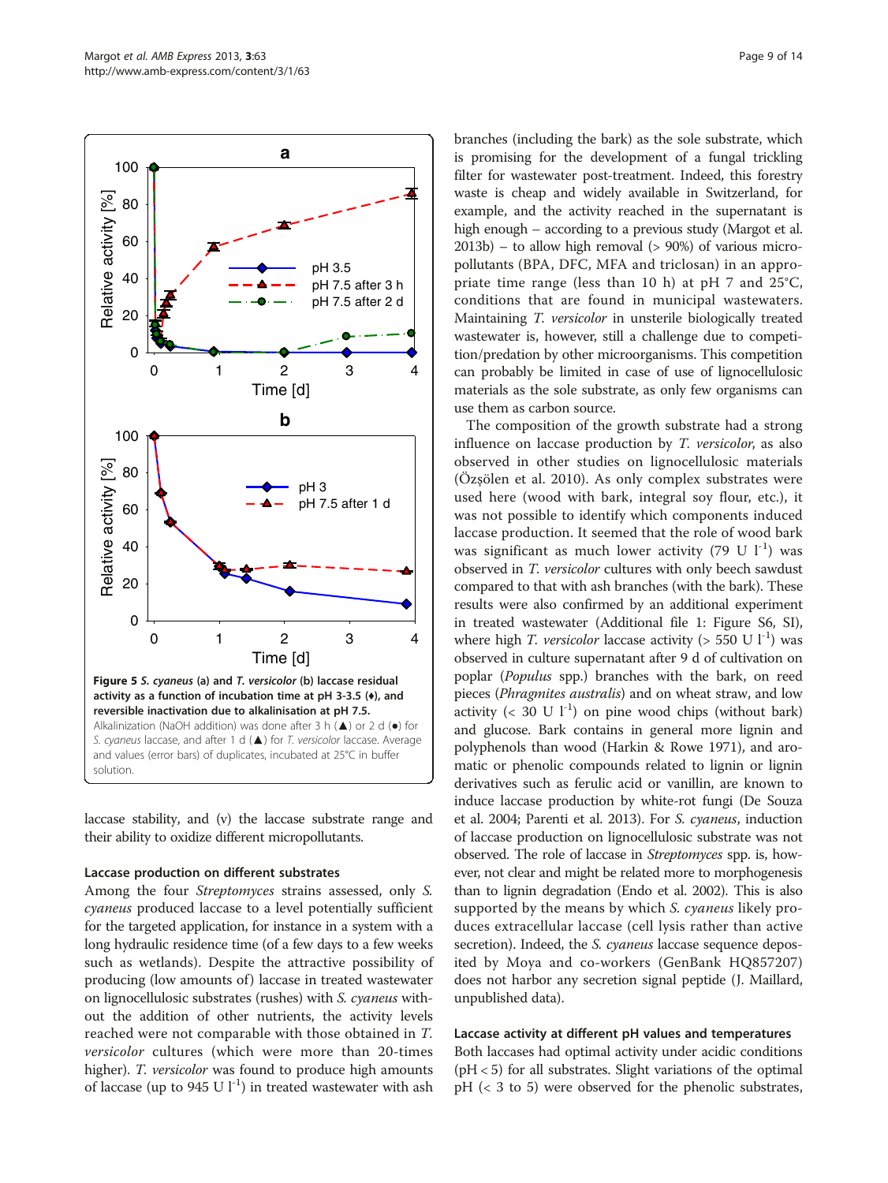**Figure 5** *S. cyaneus* **(a) and** *T. versicolor* **(b) laccase residual activity as a function of incubation time at pH 3-3.5 (♦), and reversible inactivation due to alkalinisation at pH 7.5.** Alkalinization (NaOH addition) was done after 3 h (▲) or 2 d (●) for *S. cyaneus* laccase, and after 1 d (▲) for *T. versicolor* laccase. Average and values (error bars) of duplicates, incubated at 25°C in buffer solution.

laccase stability, and (v) the laccase substrate range and their ability to oxidize different micropollutants.

#### Laccase production on different substrates

Among the four *Streptomyces* strains assessed, only *S. cyaneus* produced laccase to a level potentially sufficient for the targeted application, for instance in a system with a long hydraulic residence time (of a few days to a few weeks such as wetlands). Despite the attractive possibility of producing (low amounts of) laccase in treated wastewater on lignocellulosic substrates (rushes) with *S. cyaneus* without the addition of other nutrients, the activity levels reached were not comparable with those obtained in *T. versicolor* cultures (which were more than 20-times higher). *T. versicolor* was found to produce high amounts of laccase (up to 945 U $l^{-1}$) in treated wastewater with ash branches (including the bark) as the sole substrate, which is promising for the development of a fungal trickling filter for wastewater post-treatment. Indeed, this forestry waste is cheap and widely available in Switzerland, for example, and the activity reached in the supernatant is high enough – according to a previous study (Margot et al. 2013b) – to allow high removal (> 90%) of various micropollutants (BPA, DFC, MFA and triclosan) in an appropriate time range (less than 10 h) at pH 7 and 25°C, conditions that are found in municipal wastewaters. Maintaining *T. versicolor* in unsterile biologically treated wastewater is, however, still a challenge due to competition/predation by other microorganisms. This competition can probably be limited in case of use of lignocellulosic materials as the sole substrate, as only few organisms can use them as carbon source.

The composition of the growth substrate had a strong influence on laccase production by *T. versicolor*, as also observed in other studies on lignocellulosic materials (Özşölen et al. 2010). As only complex substrates were used here (wood with bark, integral soy flour, etc.), it was not possible to identify which components induced laccase production. It seemed that the role of wood bark was significant as much lower activity (79 U $l^{-1}$) was observed in *T. versicolor* cultures with only beech sawdust compared to that with ash branches (with the bark). These results were also confirmed by an additional experiment in treated wastewater (Additional file 1: Figure S6, SI), where high *T. versicolor* laccase activity (> 550 U $l^{-1}$) was observed in culture supernatant after 9 d of cultivation on poplar (*Populus* spp.) branches with the bark, on reed pieces (*Phragmites australis*) and on wheat straw, and low activity (< 30 U $l^{-1}$) on pine wood chips (without bark) and glucose. Bark contains in general more lignin and polyphenols than wood (Harkin & Rowe 1971), and aromatic or phenolic compounds related to lignin or lignin derivatives such as ferulic acid or vanillin, are known to induce laccase production by white-rot fungi (De Souza et al. 2004; Parenti et al. 2013). For *S. cyaneus*, induction of laccase production on lignocellulosic substrate was not observed. The role of laccase in *Streptomyces* spp. is, however, not clear and might be related more to morphogenesis than to lignin degradation (Endo et al. 2002). This is also supported by the means by which *S. cyaneus* likely produces extracellular laccase (cell lysis rather than active secretion). Indeed, the *S. cyaneus* laccase sequence deposited by Moya and co-workers (GenBank HQ857207) does not harbor any secretion signal peptide (J. Maillard, unpublished data).

#### Laccase activity at different pH values and temperatures

Both laccases had optimal activity under acidic conditions (pH < 5) for all substrates. Slight variations of the optimal pH (< 3 to 5) were observed for the phenolic substrates,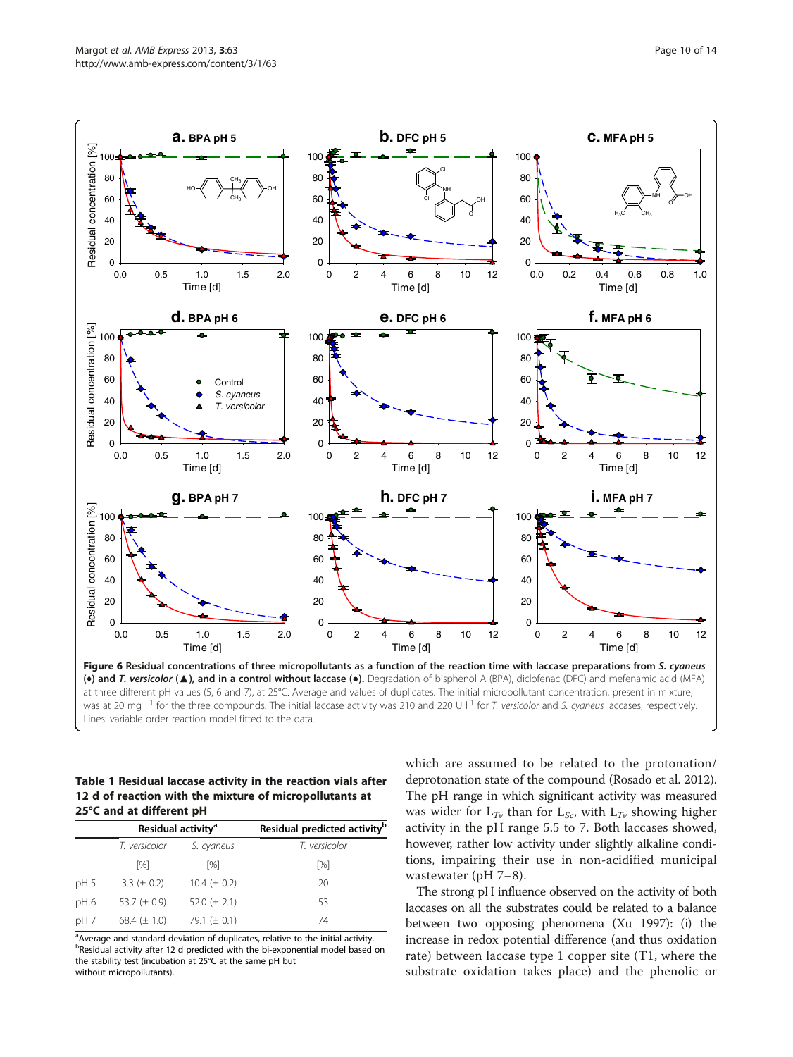**Figure 6 Residual concentrations of three micropollutants as a function of the reaction time with laccase preparations from *S. cyaneus* (♦) and *T. versicolor* (▲), and in a control without laccase (●).** Degradation of bisphenol A (BPA), diclofenac (DFC) and mefenamic acid (MFA) at three different pH values (5, 6 and 7), at 25°C. Average and values of duplicates. The initial micropollutant concentration, present in mixture, was at 20 mg $l^{-1}$ for the three compounds. The initial laccase activity was 210 and 220 U $l^{-1}$ for *T. versicolor* and *S. cyaneus* laccases, respectively. Lines: variable order reaction model fitted to the data.

**Table 1 Residual laccase activity in the reaction vials after 12 d of reaction with the mixture of micropollutants at 25°C and at different pH**

| | Residual activity[a] | | Residual predicted activity[b] |
|---|---|---|---|
| | *T. versicolor* | *S. cyaneus* | *T. versicolor* |
| | [%] | [%] | [%] |
| pH 5 | 3.3 (± 0.2) | 10.4 (± 0.2) | 20 |
| pH 6 | 53.7 (± 0.9) | 52.0 (± 2.1) | 53 |
| pH 7 | 68.4 (± 1.0) | 79.1 (± 0.1) | 74 |

[a]Average and standard deviation of duplicates, relative to the initial activity.
[b]Residual activity after 12 d predicted with the bi-exponential model based on the stability test (incubation at 25°C at the same pH but without micropollutants).

which are assumed to be related to the protonation/deprotonation state of the compound (Rosado et al. 2012). The pH range in which significant activity was measured was wider for $L_{Tv}$ than for $L_{Sc}$, with $L_{Tv}$ showing higher activity in the pH range 5.5 to 7. Both laccases showed, however, rather low activity under slightly alkaline conditions, impairing their use in non-acidified municipal wastewater (pH 7–8).

The strong pH influence observed on the activity of both laccases on all the substrates could be related to a balance between two opposing phenomena (Xu 1997): (i) the increase in redox potential difference (and thus oxidation rate) between laccase type 1 copper site (T1, where the substrate oxidation takes place) and the phenolic or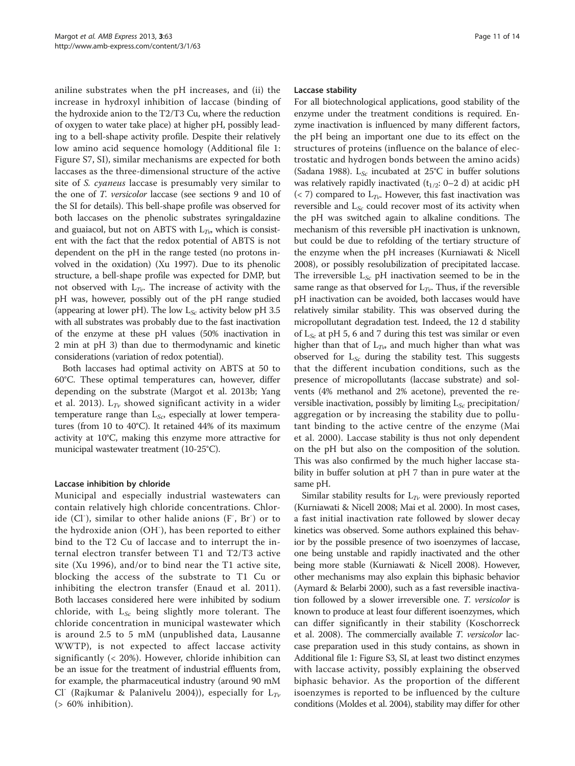aniline substrates when the pH increases, and (ii) the increase in hydroxyl inhibition of laccase (binding of the hydroxide anion to the T2/T3 Cu, where the reduction of oxygen to water take place) at higher pH, possibly leading to a bell-shape activity profile. Despite their relatively low amino acid sequence homology (Additional file 1: Figure S7, SI), similar mechanisms are expected for both laccases as the three-dimensional structure of the active site of *S. cyaneus* laccase is presumably very similar to the one of *T. versicolor* laccase (see sections 9 and 10 of the SI for details). This bell-shape profile was observed for both laccases on the phenolic substrates syringaldazine and guaiacol, but not on ABTS with $L_{Tv}$, which is consistent with the fact that the redox potential of ABTS is not dependent on the pH in the range tested (no protons involved in the oxidation) (Xu 1997). Due to its phenolic structure, a bell-shape profile was expected for DMP, but not observed with $L_{Tv}$. The increase of activity with the pH was, however, possibly out of the pH range studied (appearing at lower pH). The low $L_{Sc}$ activity below pH 3.5 with all substrates was probably due to the fast inactivation of the enzyme at these pH values (50% inactivation in 2 min at pH 3) than due to thermodynamic and kinetic considerations (variation of redox potential).

Both laccases had optimal activity on ABTS at 50 to 60°C. These optimal temperatures can, however, differ depending on the substrate (Margot et al. 2013b; Yang et al. 2013). $L_{Tv}$ showed significant activity in a wider temperature range than $L_{Sc}$, especially at lower temperatures (from 10 to 40°C). It retained 44% of its maximum activity at 10°C, making this enzyme more attractive for municipal wastewater treatment (10-25°C).

#### Laccase inhibition by chloride

Municipal and especially industrial wastewaters can contain relatively high chloride concentrations. Chloride ($Cl^-$), similar to other halide anions ($F^-$, $Br^-$) or to the hydroxide anion ($OH^-$), has been reported to either bind to the T2 Cu of laccase and to interrupt the internal electron transfer between T1 and T2/T3 active site (Xu 1996), and/or to bind near the T1 active site, blocking the access of the substrate to T1 Cu or inhibiting the electron transfer (Enaud et al. 2011). Both laccases considered here were inhibited by sodium chloride, with $L_{Sc}$ being slightly more tolerant. The chloride concentration in municipal wastewater which is around 2.5 to 5 mM (unpublished data, Lausanne WWTP), is not expected to affect laccase activity significantly (< 20%). However, chloride inhibition can be an issue for the treatment of industrial effluents from, for example, the pharmaceutical industry (around 90 mM $Cl^-$ (Rajkumar & Palanivelu 2004)), especially for $L_{Tv}$ (> 60% inhibition).

#### Laccase stability

For all biotechnological applications, good stability of the enzyme under the treatment conditions is required. Enzyme inactivation is influenced by many different factors, the pH being an important one due to its effect on the structures of proteins (influence on the balance of electrostatic and hydrogen bonds between the amino acids) (Sadana 1988). $L_{Sc}$ incubated at 25°C in buffer solutions was relatively rapidly inactivated ($t_{1/2}$: 0–2 d) at acidic pH (< 7) compared to $L_{Tv}$. However, this fast inactivation was reversible and $L_{Sc}$ could recover most of its activity when the pH was switched again to alkaline conditions. The mechanism of this reversible pH inactivation is unknown, but could be due to refolding of the tertiary structure of the enzyme when the pH increases (Kurniawati & Nicell 2008), or possibly resolubilization of precipitated laccase. The irreversible $L_{Sc}$ pH inactivation seemed to be in the same range as that observed for $L_{Tv}$. Thus, if the reversible pH inactivation can be avoided, both laccases would have relatively similar stability. This was observed during the micropollutant degradation test. Indeed, the 12 d stability of $L_{Sc}$ at pH 5, 6 and 7 during this test was similar or even higher than that of $L_{Tv}$, and much higher than what was observed for $L_{Sc}$ during the stability test. This suggests that the different incubation conditions, such as the presence of micropollutants (laccase substrate) and solvents (4% methanol and 2% acetone), prevented the reversible inactivation, possibly by limiting $L_{Sc}$ precipitation/aggregation or by increasing the stability due to pollutant binding to the active centre of the enzyme (Mai et al. 2000). Laccase stability is thus not only dependent on the pH but also on the composition of the solution. This was also confirmed by the much higher laccase stability in buffer solution at pH 7 than in pure water at the same pH.

Similar stability results for $L_{Tv}$ were previously reported (Kurniawati & Nicell 2008; Mai et al. 2000). In most cases, a fast initial inactivation rate followed by slower decay kinetics was observed. Some authors explained this behavior by the possible presence of two isoenzymes of laccase, one being unstable and rapidly inactivated and the other being more stable (Kurniawati & Nicell 2008). However, other mechanisms may also explain this biphasic behavior (Aymard & Belarbi 2000), such as a fast reversible inactivation followed by a slower irreversible one. *T. versicolor* is known to produce at least four different isoenzymes, which can differ significantly in their stability (Koschorreck et al. 2008). The commercially available *T. versicolor* laccase preparation used in this study contains, as shown in Additional file 1: Figure S3, SI, at least two distinct enzymes with laccase activity, possibly explaining the observed biphasic behavior. As the proportion of the different isoenzymes is reported to be influenced by the culture conditions (Moldes et al. 2004), stability may differ for other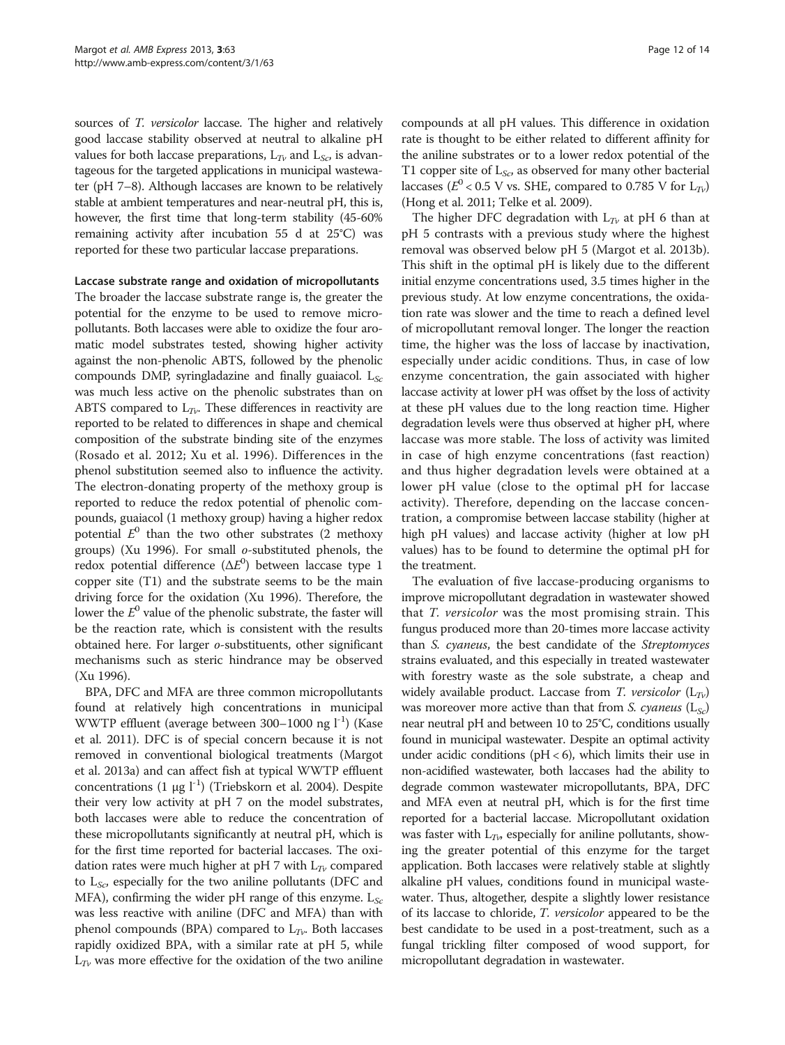sources of *T. versicolor* laccase. The higher and relatively good laccase stability observed at neutral to alkaline pH values for both laccase preparations, $L_{Tv}$ and $L_{Sc}$, is advantageous for the targeted applications in municipal wastewater (pH 7–8). Although laccases are known to be relatively stable at ambient temperatures and near-neutral pH, this is, however, the first time that long-term stability (45-60% remaining activity after incubation 55 d at 25°C) was reported for these two particular laccase preparations.

#### Laccase substrate range and oxidation of micropollutants

The broader the laccase substrate range is, the greater the potential for the enzyme to be used to remove micropollutants. Both laccases were able to oxidize the four aromatic model substrates tested, showing higher activity against the non-phenolic ABTS, followed by the phenolic compounds DMP, syringladazine and finally guaiacol. $L_{Sc}$ was much less active on the phenolic substrates than on ABTS compared to $L_{Tv}$. These differences in reactivity are reported to be related to differences in shape and chemical composition of the substrate binding site of the enzymes (Rosado et al. 2012; Xu et al. 1996). Differences in the phenol substitution seemed also to influence the activity. The electron-donating property of the methoxy group is reported to reduce the redox potential of phenolic compounds, guaiacol (1 methoxy group) having a higher redox potential $E^0$ than the two other substrates (2 methoxy groups) (Xu 1996). For small *o*-substituted phenols, the redox potential difference ($\Delta E^0$) between laccase type 1 copper site (T1) and the substrate seems to be the main driving force for the oxidation (Xu 1996). Therefore, the lower the $E^0$ value of the phenolic substrate, the faster will be the reaction rate, which is consistent with the results obtained here. For larger *o*-substituents, other significant mechanisms such as steric hindrance may be observed (Xu 1996).

BPA, DFC and MFA are three common micropollutants found at relatively high concentrations in municipal WWTP effluent (average between 300–1000 ng $l^{-1}$) (Kase et al. 2011). DFC is of special concern because it is not removed in conventional biological treatments (Margot et al. 2013a) and can affect fish at typical WWTP effluent concentrations (1 µg $l^{-1}$) (Triebskorn et al. 2004). Despite their very low activity at pH 7 on the model substrates, both laccases were able to reduce the concentration of these micropollutants significantly at neutral pH, which is for the first time reported for bacterial laccases. The oxidation rates were much higher at pH 7 with $L_{Tv}$ compared to $L_{Sc}$, especially for the two aniline pollutants (DFC and MFA), confirming the wider pH range of this enzyme. $L_{Sc}$ was less reactive with aniline (DFC and MFA) than with phenol compounds (BPA) compared to $L_{Tv}$. Both laccases rapidly oxidized BPA, with a similar rate at pH 5, while $L_{Tv}$ was more effective for the oxidation of the two aniline compounds at all pH values. This difference in oxidation rate is thought to be either related to different affinity for the aniline substrates or to a lower redox potential of the T1 copper site of $L_{Sc}$, as observed for many other bacterial laccases ($E^0 < 0.5$ V vs. SHE, compared to 0.785 V for $L_{Tv}$) (Hong et al. 2011; Telke et al. 2009).

The higher DFC degradation with $L_{Tv}$ at pH 6 than at pH 5 contrasts with a previous study where the highest removal was observed below pH 5 (Margot et al. 2013b). This shift in the optimal pH is likely due to the different initial enzyme concentrations used, 3.5 times higher in the previous study. At low enzyme concentrations, the oxidation rate was slower and the time to reach a defined level of micropollutant removal longer. The longer the reaction time, the higher was the loss of laccase by inactivation, especially under acidic conditions. Thus, in case of low enzyme concentration, the gain associated with higher laccase activity at lower pH was offset by the loss of activity at these pH values due to the long reaction time. Higher degradation levels were thus observed at higher pH, where laccase was more stable. The loss of activity was limited in case of high enzyme concentrations (fast reaction) and thus higher degradation levels were obtained at a lower pH value (close to the optimal pH for laccase activity). Therefore, depending on the laccase concentration, a compromise between laccase stability (higher at high pH values) and laccase activity (higher at low pH values) has to be found to determine the optimal pH for the treatment.

The evaluation of five laccase-producing organisms to improve micropollutant degradation in wastewater showed that *T. versicolor* was the most promising strain. This fungus produced more than 20-times more laccase activity than *S. cyaneus*, the best candidate of the *Streptomyces* strains evaluated, and this especially in treated wastewater with forestry waste as the sole substrate, a cheap and widely available product. Laccase from *T. versicolor* ($L_{Tv}$) was moreover more active than that from *S. cyaneus* ($L_{Sc}$) near neutral pH and between 10 to 25°C, conditions usually found in municipal wastewater. Despite an optimal activity under acidic conditions (pH < 6), which limits their use in non-acidified wastewater, both laccases had the ability to degrade common wastewater micropollutants, BPA, DFC and MFA even at neutral pH, which is for the first time reported for a bacterial laccase. Micropollutant oxidation was faster with $L_{Tv}$, especially for aniline pollutants, showing the greater potential of this enzyme for the target application. Both laccases were relatively stable at slightly alkaline pH values, conditions found in municipal wastewater. Thus, altogether, despite a slightly lower resistance of its laccase to chloride, *T. versicolor* appeared to be the best candidate to be used in a post-treatment, such as a fungal trickling filter composed of wood support, for micropollutant degradation in wastewater.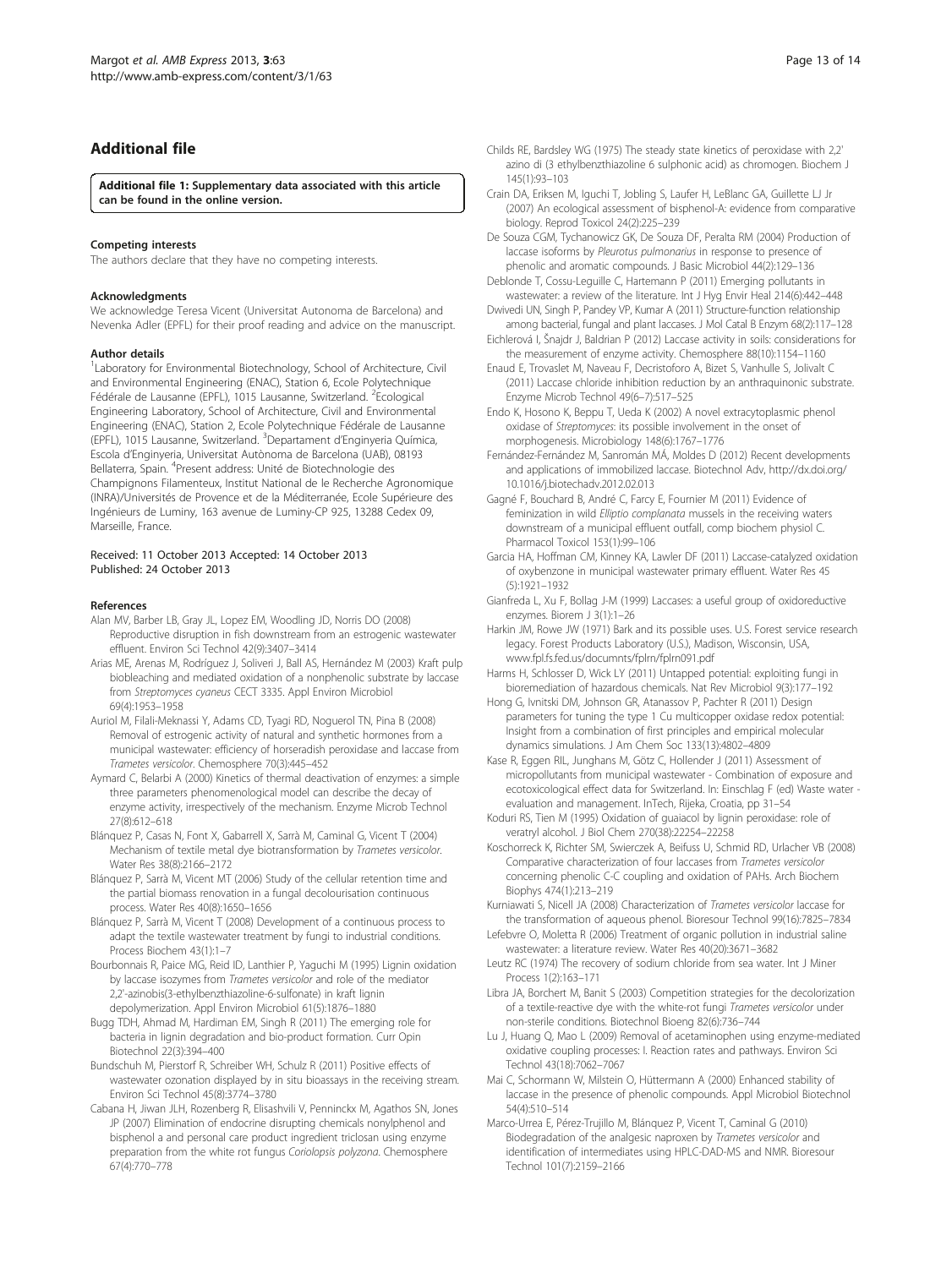## Additional file

**Additional file 1: Supplementary data associated with this article can be found in the online version.**

#### Competing interests

The authors declare that they have no competing interests.

#### Acknowledgments

We acknowledge Teresa Vicent (Universitat Autonoma de Barcelona) and Nevenka Adler (EPFL) for their proof reading and advice on the manuscript.

#### Author details

[1]Laboratory for Environmental Biotechnology, School of Architecture, Civil and Environmental Engineering (ENAC), Station 6, Ecole Polytechnique Fédérale de Lausanne (EPFL), 1015 Lausanne, Switzerland. [2]Ecological Engineering Laboratory, School of Architecture, Civil and Environmental Engineering (ENAC), Station 2, Ecole Polytechnique Fédérale de Lausanne (EPFL), 1015 Lausanne, Switzerland. [3]Departament d'Enginyeria Química, Escola d'Enginyeria, Universitat Autònoma de Barcelona (UAB), 08193 Bellaterra, Spain. [4]Present address: Unité de Biotechnologie des Champignons Filamenteux, Institut National de le Recherche Agronomique (INRA)/Universités de Provence et de la Méditerranée, Ecole Supérieure des Ingénieurs de Luminy, 163 avenue de Luminy-CP 925, 13288 Cedex 09, Marseille, France.

Received: 11 October 2013 Accepted: 14 October 2013
Published: 24 October 2013

#### References

Alan MV, Barber LB, Gray JL, Lopez EM, Woodling JD, Norris DO (2008) Reproductive disruption in fish downstream from an estrogenic wastewater effluent. Environ Sci Technol 42(9):3407–3414

Arias ME, Arenas M, Rodríguez J, Soliveri J, Ball AS, Hernández M (2003) Kraft pulp biobleaching and mediated oxidation of a nonphenolic substrate by laccase from *Streptomyces cyaneus* CECT 3335. Appl Environ Microbiol 69(4):1953–1958

Auriol M, Filali-Meknassi Y, Adams CD, Tyagi RD, Noguerol TN, Pina B (2008) Removal of estrogenic activity of natural and synthetic hormones from a municipal wastewater: efficiency of horseradish peroxidase and laccase from *Trametes versicolor*. Chemosphere 70(3):445–452

Aymard C, Belarbi A (2000) Kinetics of thermal deactivation of enzymes: a simple three parameters phenomenological model can describe the decay of enzyme activity, irrespectively of the mechanism. Enzyme Microb Technol 27(8):612–618

Blánquez P, Casas N, Font X, Gabarrell X, Sarrà M, Caminal G, Vicent T (2004) Mechanism of textile metal dye biotransformation by *Trametes versicolor*. Water Res 38(8):2166–2172

Blánquez P, Sarrà M, Vicent MT (2006) Study of the cellular retention time and the partial biomass renovation in a fungal decolourisation continuous process. Water Res 40(8):1650–1656

Blánquez P, Sarrà M, Vicent T (2008) Development of a continuous process to adapt the textile wastewater treatment by fungi to industrial conditions. Process Biochem 43(1):1–7

Bourbonnais R, Paice MG, Reid ID, Lanthier P, Yaguchi M (1995) Lignin oxidation by laccase isozymes from *Trametes versicolor* and role of the mediator 2,2'-azinobis(3-ethylbenzthiazoline-6-sulfonate) in kraft lignin depolymerization. Appl Environ Microbiol 61(5):1876–1880

Bugg TDH, Ahmad M, Hardiman EM, Singh R (2011) The emerging role for bacteria in lignin degradation and bio-product formation. Curr Opin Biotechnol 22(3):394–400

Bundschuh M, Pierstorf R, Schreiber WH, Schulz R (2011) Positive effects of wastewater ozonation displayed by in situ bioassays in the receiving stream. Environ Sci Technol 45(8):3774–3780

Cabana H, Jiwan JLH, Rozenberg R, Elisashvili V, Penninckx M, Agathos SN, Jones JP (2007) Elimination of endocrine disrupting chemicals nonylphenol and bisphenol a and personal care product ingredient triclosan using enzyme preparation from the white rot fungus *Coriolopsis polyzona*. Chemosphere 67(4):770–778

Childs RE, Bardsley WG (1975) The steady state kinetics of peroxidase with 2,2' azino di (3 ethylbenzthiazoline 6 sulphonic acid) as chromogen. Biochem J 145(1):93–103

Crain DA, Eriksen M, Iguchi T, Jobling S, Laufer H, LeBlanc GA, Guillette LJ Jr (2007) An ecological assessment of bisphenol-A: evidence from comparative biology. Reprod Toxicol 24(2):225–239

De Souza CGM, Tychanowicz GK, De Souza DF, Peralta RM (2004) Production of laccase isoforms by *Pleurotus pulmonarius* in response to presence of phenolic and aromatic compounds. J Basic Microbiol 44(2):129–136

Deblonde T, Cossu-Leguille C, Hartemann P (2011) Emerging pollutants in wastewater: a review of the literature. Int J Hyg Envir Heal 214(6):442–448

Dwivedi UN, Singh P, Pandey VP, Kumar A (2011) Structure-function relationship among bacterial, fungal and plant laccases. J Mol Catal B Enzym 68(2):117–128

Eichlerová I, Šnajdr J, Baldrian P (2012) Laccase activity in soils: considerations for the measurement of enzyme activity. Chemosphere 88(10):1154–1160

Enaud E, Trovaslet M, Naveau F, Decristoforo A, Bizet S, Vanhulle S, Jolivalt C (2011) Laccase chloride inhibition reduction by an anthraquinonic substrate. Enzyme Microb Technol 49(6–7):517–525

Endo K, Hosono K, Beppu T, Ueda K (2002) A novel extracytoplasmic phenol oxidase of *Streptomyces*: its possible involvement in the onset of morphogenesis. Microbiology 148(6):1767–1776

Fernández-Fernández M, Sanromán MÁ, Moldes D (2012) Recent developments and applications of immobilized laccase. Biotechnol Adv, http://dx.doi.org/10.1016/j.biotechadv.2012.02.013

Gagné F, Bouchard B, André C, Farcy E, Fournier M (2011) Evidence of feminization in wild *Elliptio complanata* mussels in the receiving waters downstream of a municipal effluent outfall, comp biochem physiol C. Pharmacol Toxicol 153(1):99–106

Garcia HA, Hoffman CM, Kinney KA, Lawler DF (2011) Laccase-catalyzed oxidation of oxybenzone in municipal wastewater primary effluent. Water Res 45 (5):1921–1932

Gianfreda L, Xu F, Bollag J-M (1999) Laccases: a useful group of oxidoreductive enzymes. Biorem J 3(1):1–26

Harkin JM, Rowe JW (1971) Bark and its possible uses. U.S. Forest service research legacy. Forest Products Laboratory (U.S.), Madison, Wisconsin, USA, www.fpl.fs.fed.us/documnts/fplrn/fplrn091.pdf

Harms H, Schlosser D, Wick LY (2011) Untapped potential: exploiting fungi in bioremediation of hazardous chemicals. Nat Rev Microbiol 9(3):177–192

Hong G, Ivnitski DM, Johnson GR, Atanassov P, Pachter R (2011) Design parameters for tuning the type 1 Cu multicopper oxidase redox potential: Insight from a combination of first principles and empirical molecular dynamics simulations. J Am Chem Soc 133(13):4802–4809

Kase R, Eggen RIL, Junghans M, Götz C, Hollender J (2011) Assessment of micropollutants from municipal wastewater - Combination of exposure and ecotoxicological effect data for Switzerland. In: Einschlag F (ed) Waste water - evaluation and management. InTech, Rijeka, Croatia, pp 31–54

Koduri RS, Tien M (1995) Oxidation of guaiacol by lignin peroxidase: role of veratryl alcohol. J Biol Chem 270(38):22254–22258

Koschorreck K, Richter SM, Swierczek A, Beifuss U, Schmid RD, Urlacher VB (2008) Comparative characterization of four laccases from *Trametes versicolor* concerning phenolic C-C coupling and oxidation of PAHs. Arch Biochem Biophys 474(1):213–219

Kurniawati S, Nicell JA (2008) Characterization of *Trametes versicolor* laccase for the transformation of aqueous phenol. Bioresour Technol 99(16):7825–7834

Lefebvre O, Moletta R (2006) Treatment of organic pollution in industrial saline wastewater: a literature review. Water Res 40(20):3671–3682

Leutz RC (1974) The recovery of sodium chloride from sea water. Int J Miner Process 1(2):163–171

Libra JA, Borchert M, Banit S (2003) Competition strategies for the decolorization of a textile-reactive dye with the white-rot fungi *Trametes versicolor* under non-sterile conditions. Biotechnol Bioeng 82(6):736–744

Lu J, Huang Q, Mao L (2009) Removal of acetaminophen using enzyme-mediated oxidative coupling processes: I. Reaction rates and pathways. Environ Sci Technol 43(18):7062–7067

Mai C, Schormann W, Milstein O, Hüttermann A (2000) Enhanced stability of laccase in the presence of phenolic compounds. Appl Microbiol Biotechnol 54(4):510–514

Marco-Urrea E, Pérez-Trujillo M, Blánquez P, Vicent T, Caminal G (2010) Biodegradation of the analgesic naproxen by *Trametes versicolor* and identification of intermediates using HPLC-DAD-MS and NMR. Bioresour Technol 101(7):2159–2166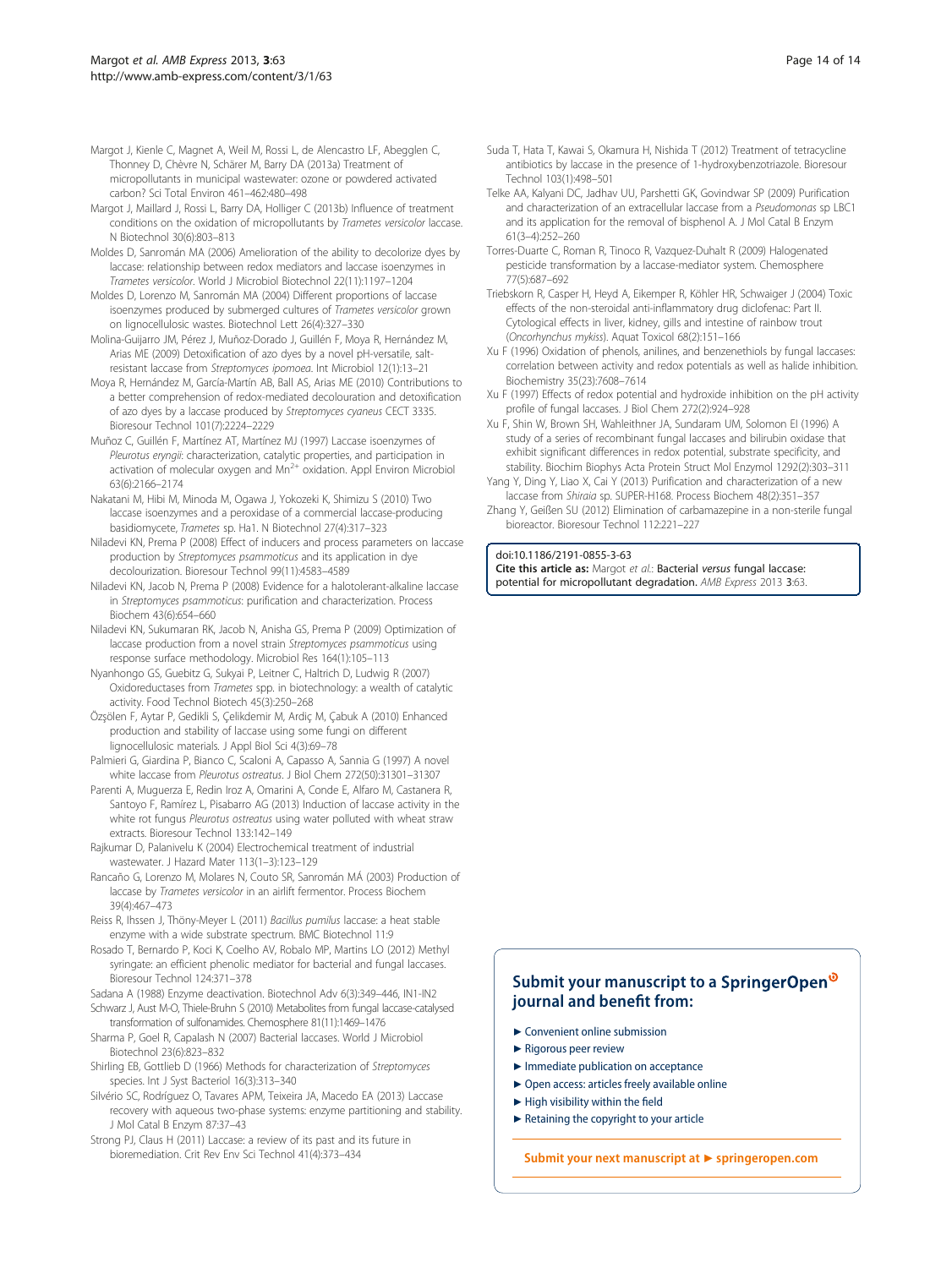Margot J, Kienle C, Magnet A, Weil M, Rossi L, de Alencastro LF, Abegglen C, Thonney D, Chèvre N, Schärer M, Barry DA (2013a) Treatment of micropollutants in municipal wastewater: ozone or powdered activated carbon? Sci Total Environ 461–462:480–498

Margot J, Maillard J, Rossi L, Barry DA, Holliger C (2013b) Influence of treatment conditions on the oxidation of micropollutants by *Trametes versicolor* laccase. N Biotechnol 30(6):803–813

Moldes D, Sanromán MA (2006) Amelioration of the ability to decolorize dyes by laccase: relationship between redox mediators and laccase isoenzymes in *Trametes versicolor*. World J Microbiol Biotechnol 22(11):1197–1204

Moldes D, Lorenzo M, Sanromán MA (2004) Different proportions of laccase isoenzymes produced by submerged cultures of *Trametes versicolor* grown on lignocellulosic wastes. Biotechnol Lett 26(4):327–330

Molina-Guijarro JM, Pérez J, Muñoz-Dorado J, Guillén F, Moya R, Hernández M, Arias ME (2009) Detoxification of azo dyes by a novel pH-versatile, salt-resistant laccase from *Streptomyces ipomoea*. Int Microbiol 12(1):13–21

Moya R, Hernández M, García-Martín AB, Ball AS, Arias ME (2010) Contributions to a better comprehension of redox-mediated decolouration and detoxification of azo dyes by a laccase produced by *Streptomyces cyaneus* CECT 3335. Bioresour Technol 101(7):2224–2229

Muñoz C, Guillén F, Martínez AT, Martínez MJ (1997) Laccase isoenzymes of *Pleurotus eryngii*: characterization, catalytic properties, and participation in activation of molecular oxygen and $Mn^{2+}$ oxidation. Appl Environ Microbiol 63(6):2166–2174

Nakatani M, Hibi M, Minoda M, Ogawa J, Yokozeki K, Shimizu S (2010) Two laccase isoenzymes and a peroxidase of a commercial laccase-producing basidiomycete, *Trametes* sp. Ha1. N Biotechnol 27(4):317–323

Niladevi KN, Prema P (2008) Effect of inducers and process parameters on laccase production by *Streptomyces psammoticus* and its application in dye decolourization. Bioresour Technol 99(11):4583–4589

Niladevi KN, Jacob N, Prema P (2008) Evidence for a halotolerant-alkaline laccase in *Streptomyces psammoticus*: purification and characterization. Process Biochem 43(6):654–660

Niladevi KN, Sukumaran RK, Jacob N, Anisha GS, Prema P (2009) Optimization of laccase production from a novel strain *Streptomyces psammoticus* using response surface methodology. Microbiol Res 164(1):105–113

Nyanhongo GS, Guebitz G, Sukyai P, Leitner C, Haltrich D, Ludwig R (2007) Oxidoreductases from *Trametes* spp. in biotechnology: a wealth of catalytic activity. Food Technol Biotech 45(3):250–268

Özşölen F, Aytar P, Gedikli S, Çelikdemir M, Ardiç M, Çabuk A (2010) Enhanced production and stability of laccase using some fungi on different lignocellulosic materials. J Appl Biol Sci 4(3):69–78

Palmieri G, Giardina P, Bianco C, Scaloni A, Capasso A, Sannia G (1997) A novel white laccase from *Pleurotus ostreatus*. J Biol Chem 272(50):31301–31307

Parenti A, Muguerza E, Redin Iroz A, Omarini A, Conde E, Alfaro M, Castanera R, Santoyo F, Ramírez L, Pisabarro AG (2013) Induction of laccase activity in the white rot fungus *Pleurotus ostreatus* using water polluted with wheat straw extracts. Bioresour Technol 133:142–149

Rajkumar D, Palanivelu K (2004) Electrochemical treatment of industrial wastewater. J Hazard Mater 113(1–3):123–129

Rancaño G, Lorenzo M, Molares N, Couto SR, Sanromán MÁ (2003) Production of laccase by *Trametes versicolor* in an airlift fermentor. Process Biochem 39(4):467–473

Reiss R, Ihssen J, Thöny-Meyer L (2011) *Bacillus pumilus* laccase: a heat stable enzyme with a wide substrate spectrum. BMC Biotechnol 11:9

Rosado T, Bernardo P, Koci K, Coelho AV, Robalo MP, Martins LO (2012) Methyl syringate: an efficient phenolic mediator for bacterial and fungal laccases. Bioresour Technol 124:371–378

Sadana A (1988) Enzyme deactivation. Biotechnol Adv 6(3):349–446, IN1-IN2

Schwarz J, Aust M-O, Thiele-Bruhn S (2010) Metabolites from fungal laccase-catalysed transformation of sulfonamides. Chemosphere 81(11):1469–1476

Sharma P, Goel R, Capalash N (2007) Bacterial laccases. World J Microbiol Biotechnol 23(6):823–832

Shirling EB, Gottlieb D (1966) Methods for characterization of *Streptomyces* species. Int J Syst Bacteriol 16(3):313–340

Silvério SC, Rodríguez O, Tavares APM, Teixeira JA, Macedo EA (2013) Laccase recovery with aqueous two-phase systems: enzyme partitioning and stability. J Mol Catal B Enzym 87:37–43

Strong PJ, Claus H (2011) Laccase: a review of its past and its future in bioremediation. Crit Rev Env Sci Technol 41(4):373–434

Suda T, Hata T, Kawai S, Okamura H, Nishida T (2012) Treatment of tetracycline antibiotics by laccase in the presence of 1-hydroxybenzotriazole. Bioresour Technol 103(1):498–501

Telke AA, Kalyani DC, Jadhav UU, Parshetti GK, Govindwar SP (2009) Purification and characterization of an extracellular laccase from a *Pseudomonas* sp LBC1 and its application for the removal of bisphenol A. J Mol Catal B Enzym 61(3–4):252–260

Torres-Duarte C, Roman R, Tinoco R, Vazquez-Duhalt R (2009) Halogenated pesticide transformation by a laccase-mediator system. Chemosphere 77(5):687–692

Triebskorn R, Casper H, Heyd A, Eikemper R, Köhler HR, Schwaiger J (2004) Toxic effects of the non-steroidal anti-inflammatory drug diclofenac: Part II. Cytological effects in liver, kidney, gills and intestine of rainbow trout (*Oncorhynchus mykiss*). Aquat Toxicol 68(2):151–166

Xu F (1996) Oxidation of phenols, anilines, and benzenethiols by fungal laccases: correlation between activity and redox potentials as well as halide inhibition. Biochemistry 35(23):7608–7614

Xu F (1997) Effects of redox potential and hydroxide inhibition on the pH activity profile of fungal laccases. J Biol Chem 272(2):924–928

Xu F, Shin W, Brown SH, Wahleithner JA, Sundaram UM, Solomon EI (1996) A study of a series of recombinant fungal laccases and bilirubin oxidase that exhibit significant differences in redox potential, substrate specificity, and stability. Biochim Biophys Acta Protein Struct Mol Enzymol 1292(2):303–311

Yang Y, Ding Y, Liao X, Cai Y (2013) Purification and characterization of a new laccase from *Shiraia* sp. SUPER-H168. Process Biochem 48(2):351–357

Zhang Y, Geißen SU (2012) Elimination of carbamazepine in a non-sterile fungal bioreactor. Bioresour Technol 112:221–227

doi:10.1186/2191-0855-3-63

**Cite this article as:** Margot *et al.*: Bacterial *versus* fungal laccase: potential for micropollutant degradation. *AMB Express* 2013 **3**:63.

## Submit your manuscript to a SpringerOpen journal and benefit from:

- ► Convenient online submission
- ► Rigorous peer review
- ► Immediate publication on acceptance
- ► Open access: articles freely available online
- ► High visibility within the field
- ► Retaining the copyright to your article

**Submit your next manuscript at ► springeropen.com**